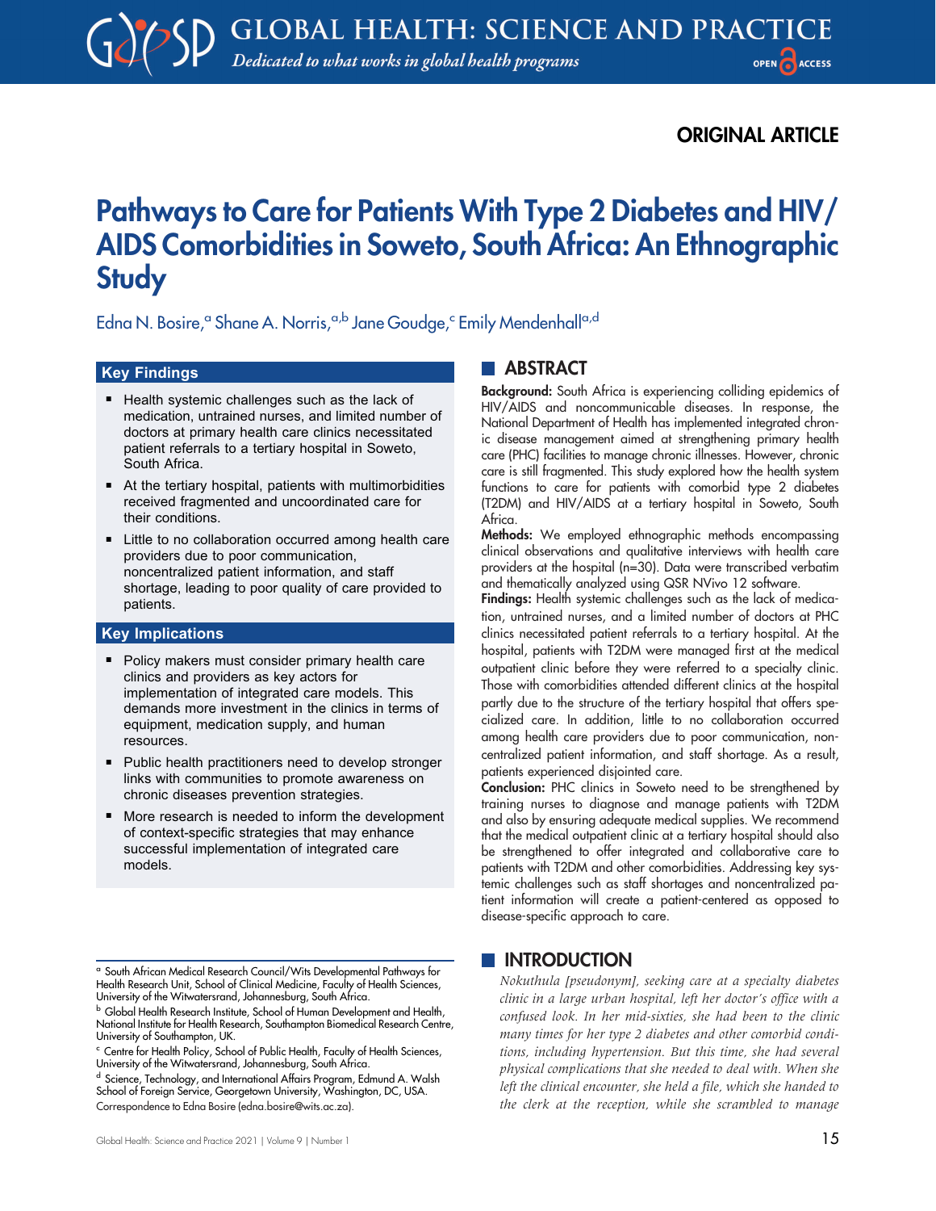ORIGINAL ARTICLE

# Pathways to Care for Patients With Type 2 Diabetes and HIV/AIDS Comorbidities in Soweto, South Africa: An Ethnographic Study

Edna N. Bosire,[a] Shane A. Norris,[a,b] Jane Goudge,[c] Emily Mendenhall[a,d]

### Key Findings

- Health systemic challenges such as the lack of medication, untrained nurses, and limited number of doctors at primary health care clinics necessitated patient referrals to a tertiary hospital in Soweto, South Africa.
- At the tertiary hospital, patients with multimorbidities received fragmented and uncoordinated care for their conditions.
- Little to no collaboration occurred among health care providers due to poor communication, noncentralized patient information, and staff shortage, leading to poor quality of care provided to patients.

### Key Implications

- Policy makers must consider primary health care clinics and providers as key actors for implementation of integrated care models. This demands more investment in the clinics in terms of equipment, medication supply, and human resources.
- Public health practitioners need to develop stronger links with communities to promote awareness on chronic diseases prevention strategies.
- More research is needed to inform the development of context-specific strategies that may enhance successful implementation of integrated care models.

## ABSTRACT

**Background:** South Africa is experiencing colliding epidemics of HIV/AIDS and noncommunicable diseases. In response, the National Department of Health has implemented integrated chronic disease management aimed at strengthening primary health care (PHC) facilities to manage chronic illnesses. However, chronic care is still fragmented. This study explored how the health system functions to care for patients with comorbid type 2 diabetes (T2DM) and HIV/AIDS at a tertiary hospital in Soweto, South Africa.

**Methods:** We employed ethnographic methods encompassing clinical observations and qualitative interviews with health care providers at the hospital (n=30). Data were transcribed verbatim and thematically analyzed using QSR NVivo 12 software.

**Findings:** Health systemic challenges such as the lack of medication, untrained nurses, and a limited number of doctors at PHC clinics necessitated patient referrals to a tertiary hospital. At the hospital, patients with T2DM were managed first at the medical outpatient clinic before they were referred to a specialty clinic. Those with comorbidities attended different clinics at the hospital partly due to the structure of the tertiary hospital that offers specialized care. In addition, little to no collaboration occurred among health care providers due to poor communication, noncentralized patient information, and staff shortage. As a result, patients experienced disjointed care.

**Conclusion:** PHC clinics in Soweto need to be strengthened by training nurses to diagnose and manage patients with T2DM and also by ensuring adequate medical supplies. We recommend that the medical outpatient clinic at a tertiary hospital should also be strengthened to offer integrated and collaborative care to patients with T2DM and other comorbidities. Addressing key systemic challenges such as staff shortages and noncentralized patient information will create a patient-centered as opposed to disease-specific approach to care.

## INTRODUCTION

*Nokuthula [pseudonym], seeking care at a specialty diabetes clinic in a large urban hospital, left her doctor's office with a confused look. In her mid-sixties, she had been to the clinic many times for her type 2 diabetes and other comorbid conditions, including hypertension. But this time, she had several physical complications that she needed to deal with. When she left the clinical encounter, she held a file, which she handed to the clerk at the reception, while she scrambled to manage*

[a] South African Medical Research Council/Wits Developmental Pathways for Health Research Unit, School of Clinical Medicine, Faculty of Health Sciences, University of the Witwatersrand, Johannesburg, South Africa.

[b] Global Health Research Institute, School of Human Development and Health, National Institute for Health Research, Southampton Biomedical Research Centre, University of Southampton, UK.

[c] Centre for Health Policy, School of Public Health, Faculty of Health Sciences, University of the Witwatersrand, Johannesburg, South Africa.

[d] Science, Technology, and International Affairs Program, Edmund A. Walsh School of Foreign Service, Georgetown University, Washington, DC, USA.

Correspondence to Edna Bosire (edna.bosire@wits.ac.za).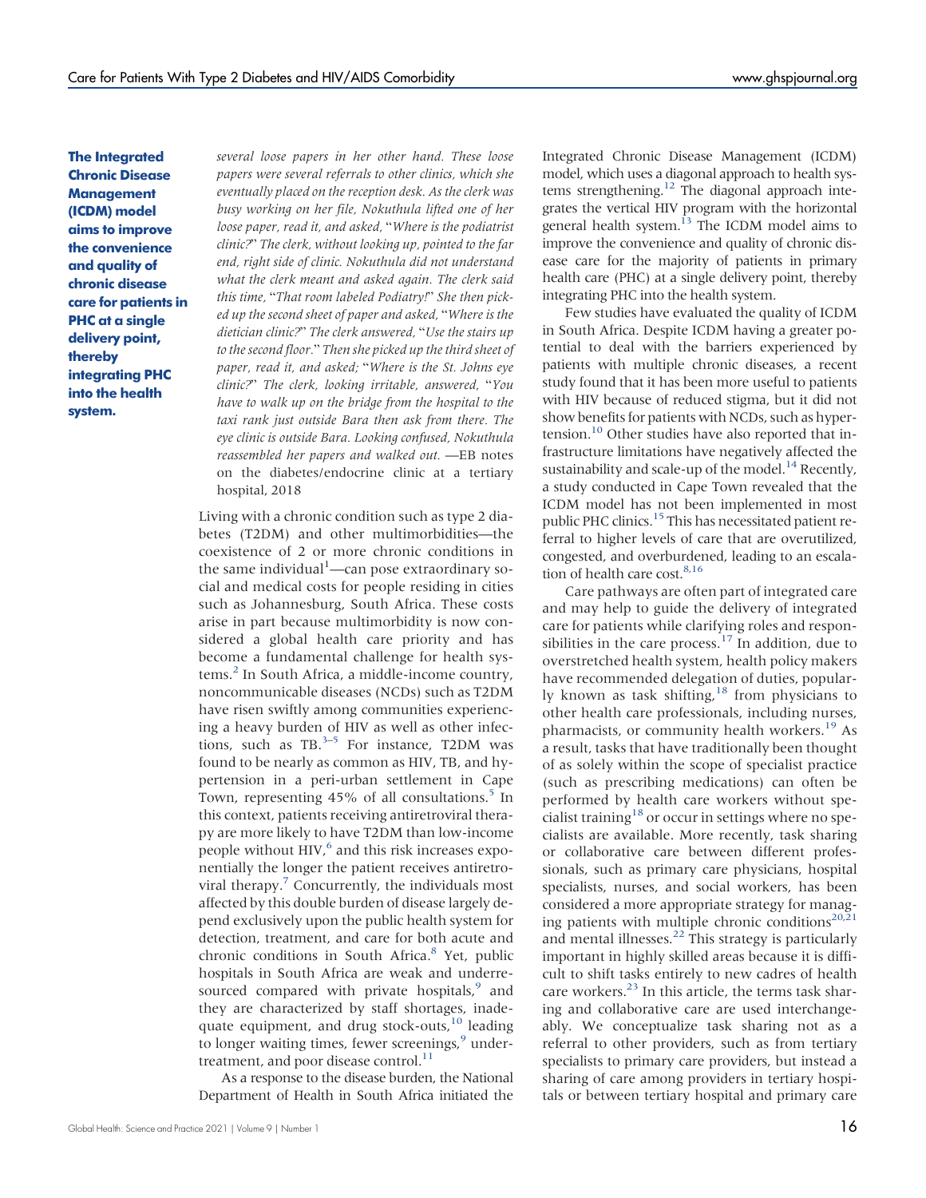**The Integrated Chronic Disease Management (ICDM) model aims to improve the convenience and quality of chronic disease care for patients in PHC at a single delivery point, thereby integrating PHC into the health system.**

*several loose papers in her other hand. These loose papers were several referrals to other clinics, which she eventually placed on the reception desk. As the clerk was busy working on her file, Nokuthula lifted one of her loose paper, read it, and asked, "Where is the podiatrist clinic?" The clerk, without looking up, pointed to the far end, right side of clinic. Nokuthula did not understand what the clerk meant and asked again. The clerk said this time, "That room labeled Podiatry!" She then picked up the second sheet of paper and asked, "Where is the dietician clinic?" The clerk answered, "Use the stairs up to the second floor." Then she picked up the third sheet of paper, read it, and asked; "Where is the St. Johns eye clinic?" The clerk, looking irritable, answered, "You have to walk up on the bridge from the hospital to the taxi rank just outside Bara then ask from there. The eye clinic is outside Bara. Looking confused, Nokuthula reassembled her papers and walked out.* —EB notes on the diabetes/endocrine clinic at a tertiary hospital, 2018

Living with a chronic condition such as type 2 diabetes (T2DM) and other multimorbidities—the coexistence of 2 or more chronic conditions in the same individual[1]—can pose extraordinary social and medical costs for people residing in cities such as Johannesburg, South Africa. These costs arise in part because multimorbidity is now considered a global health care priority and has become a fundamental challenge for health systems.[2] In South Africa, a middle-income country, noncommunicable diseases (NCDs) such as T2DM have risen swiftly among communities experiencing a heavy burden of HIV as well as other infections, such as TB.[3–5] For instance, T2DM was found to be nearly as common as HIV, TB, and hypertension in a peri-urban settlement in Cape Town, representing 45% of all consultations.[5] In this context, patients receiving antiretroviral therapy are more likely to have T2DM than low-income people without HIV,[6] and this risk increases exponentially the longer the patient receives antiretroviral therapy.[7] Concurrently, the individuals most affected by this double burden of disease largely depend exclusively upon the public health system for detection, treatment, and care for both acute and chronic conditions in South Africa.[8] Yet, public hospitals in South Africa are weak and underresourced compared with private hospitals,[9] and they are characterized by staff shortages, inadequate equipment, and drug stock-outs,[10] leading to longer waiting times, fewer screenings,[9] undertreatment, and poor disease control.[11]

As a response to the disease burden, the National Department of Health in South Africa initiated the Integrated Chronic Disease Management (ICDM) model, which uses a diagonal approach to health systems strengthening.[12] The diagonal approach integrates the vertical HIV program with the horizontal general health system.[13] The ICDM model aims to improve the convenience and quality of chronic disease care for the majority of patients in primary health care (PHC) at a single delivery point, thereby integrating PHC into the health system.

Few studies have evaluated the quality of ICDM in South Africa. Despite ICDM having a greater potential to deal with the barriers experienced by patients with multiple chronic diseases, a recent study found that it has been more useful to patients with HIV because of reduced stigma, but it did not show benefits for patients with NCDs, such as hypertension.[10] Other studies have also reported that infrastructure limitations have negatively affected the sustainability and scale-up of the model.[14] Recently, a study conducted in Cape Town revealed that the ICDM model has not been implemented in most public PHC clinics.[15] This has necessitated patient referral to higher levels of care that are overutilized, congested, and overburdened, leading to an escalation of health care cost.[8,16]

Care pathways are often part of integrated care and may help to guide the delivery of integrated care for patients while clarifying roles and responsibilities in the care process.[17] In addition, due to overstretched health system, health policy makers have recommended delegation of duties, popularly known as task shifting,[18] from physicians to other health care professionals, including nurses, pharmacists, or community health workers.[19] As a result, tasks that have traditionally been thought of as solely within the scope of specialist practice (such as prescribing medications) can often be performed by health care workers without specialist training[18] or occur in settings where no specialists are available. More recently, task sharing or collaborative care between different professionals, such as primary care physicians, hospital specialists, nurses, and social workers, has been considered a more appropriate strategy for managing patients with multiple chronic conditions[20,21] and mental illnesses.[22] This strategy is particularly important in highly skilled areas because it is difficult to shift tasks entirely to new cadres of health care workers.[23] In this article, the terms task sharing and collaborative care are used interchangeably. We conceptualize task sharing not as a referral to other providers, such as from tertiary specialists to primary care providers, but instead a sharing of care among providers in tertiary hospitals or between tertiary hospital and primary care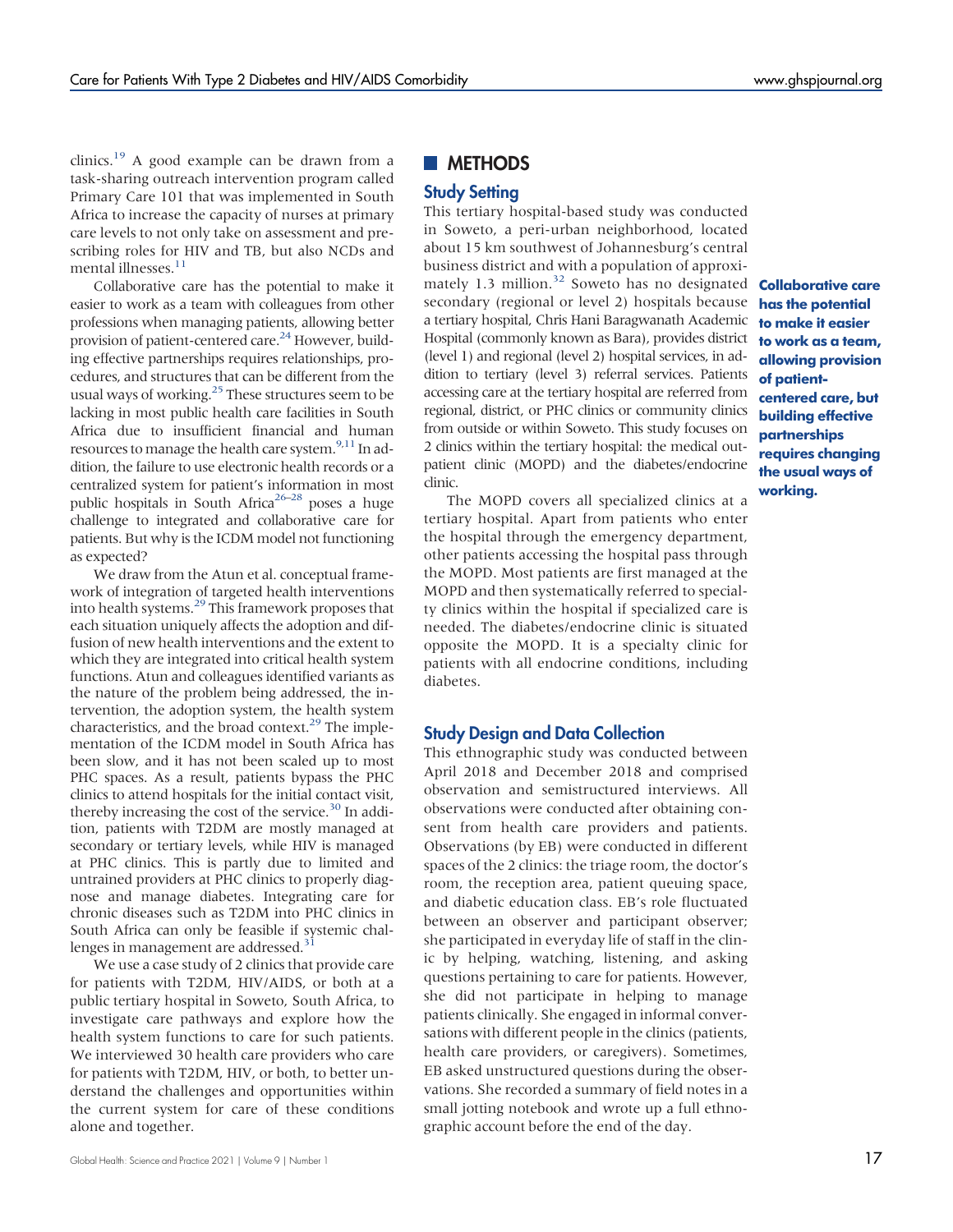clinics.[19] A good example can be drawn from a task-sharing outreach intervention program called Primary Care 101 that was implemented in South Africa to increase the capacity of nurses at primary care levels to not only take on assessment and prescribing roles for HIV and TB, but also NCDs and mental illnesses.[11]

Collaborative care has the potential to make it easier to work as a team with colleagues from other professions when managing patients, allowing better provision of patient-centered care.[24] However, building effective partnerships requires relationships, procedures, and structures that can be different from the usual ways of working.[25] These structures seem to be lacking in most public health care facilities in South Africa due to insufficient financial and human resources to manage the health care system.[9,11] In addition, the failure to use electronic health records or a centralized system for patient's information in most public hospitals in South Africa[26–28] poses a huge challenge to integrated and collaborative care for patients. But why is the ICDM model not functioning as expected?

We draw from the Atun et al. conceptual framework of integration of targeted health interventions into health systems.[29] This framework proposes that each situation uniquely affects the adoption and diffusion of new health interventions and the extent to which they are integrated into critical health system functions. Atun and colleagues identified variants as the nature of the problem being addressed, the intervention, the adoption system, the health system characteristics, and the broad context.[29] The implementation of the ICDM model in South Africa has been slow, and it has not been scaled up to most PHC spaces. As a result, patients bypass the PHC clinics to attend hospitals for the initial contact visit, thereby increasing the cost of the service.[30] In addition, patients with T2DM are mostly managed at secondary or tertiary levels, while HIV is managed at PHC clinics. This is partly due to limited and untrained providers at PHC clinics to properly diagnose and manage diabetes. Integrating care for chronic diseases such as T2DM into PHC clinics in South Africa can only be feasible if systemic challenges in management are addressed.[31]

We use a case study of 2 clinics that provide care for patients with T2DM, HIV/AIDS, or both at a public tertiary hospital in Soweto, South Africa, to investigate care pathways and explore how the health system functions to care for such patients. We interviewed 30 health care providers who care for patients with T2DM, HIV, or both, to better understand the challenges and opportunities within the current system for care of these conditions alone and together.

## METHODS

### Study Setting

This tertiary hospital-based study was conducted in Soweto, a peri-urban neighborhood, located about 15 km southwest of Johannesburg's central business district and with a population of approximately 1.3 million.[32] Soweto has no designated secondary (regional or level 2) hospitals because a tertiary hospital, Chris Hani Baragwanath Academic Hospital (commonly known as Bara), provides district (level 1) and regional (level 2) hospital services, in addition to tertiary (level 3) referral services. Patients accessing care at the tertiary hospital are referred from regional, district, or PHC clinics or community clinics from outside or within Soweto. This study focuses on 2 clinics within the tertiary hospital: the medical outpatient clinic (MOPD) and the diabetes/endocrine clinic.

**Collaborative care has the potential to make it easier to work as a team, allowing provision of patient-centered care, but building effective partnerships requires changing the usual ways of working.**

The MOPD covers all specialized clinics at a tertiary hospital. Apart from patients who enter the hospital through the emergency department, other patients accessing the hospital pass through the MOPD. Most patients are first managed at the MOPD and then systematically referred to specialty clinics within the hospital if specialized care is needed. The diabetes/endocrine clinic is situated opposite the MOPD. It is a specialty clinic for patients with all endocrine conditions, including diabetes.

### Study Design and Data Collection

This ethnographic study was conducted between April 2018 and December 2018 and comprised observation and semistructured interviews. All observations were conducted after obtaining consent from health care providers and patients. Observations (by EB) were conducted in different spaces of the 2 clinics: the triage room, the doctor's room, the reception area, patient queuing space, and diabetic education class. EB's role fluctuated between an observer and participant observer; she participated in everyday life of staff in the clinic by helping, watching, listening, and asking questions pertaining to care for patients. However, she did not participate in helping to manage patients clinically. She engaged in informal conversations with different people in the clinics (patients, health care providers, or caregivers). Sometimes, EB asked unstructured questions during the observations. She recorded a summary of field notes in a small jotting notebook and wrote up a full ethnographic account before the end of the day.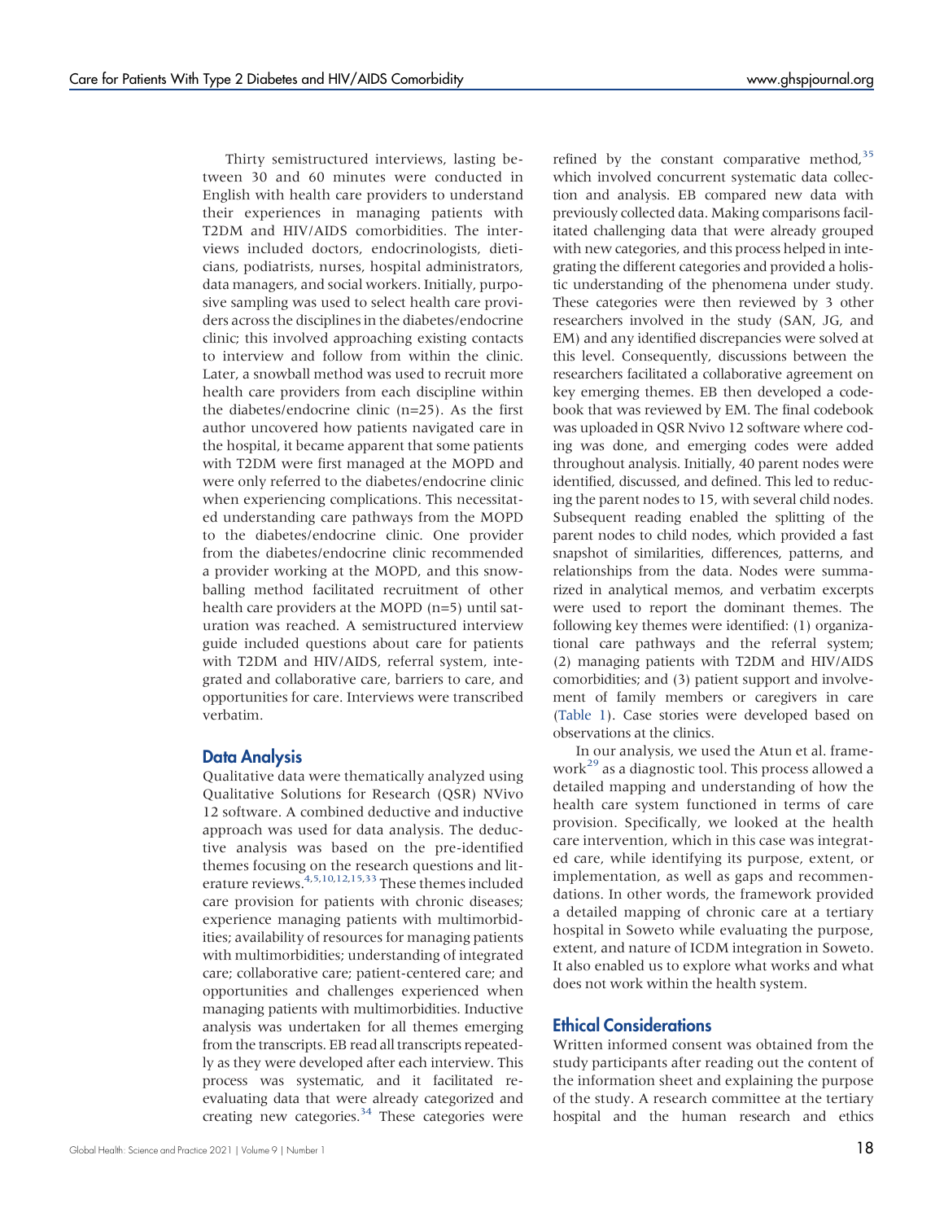Thirty semistructured interviews, lasting between 30 and 60 minutes were conducted in English with health care providers to understand their experiences in managing patients with T2DM and HIV/AIDS comorbidities. The interviews included doctors, endocrinologists, dieticians, podiatrists, nurses, hospital administrators, data managers, and social workers. Initially, purposive sampling was used to select health care providers across the disciplines in the diabetes/endocrine clinic; this involved approaching existing contacts to interview and follow from within the clinic. Later, a snowball method was used to recruit more health care providers from each discipline within the diabetes/endocrine clinic (n=25). As the first author uncovered how patients navigated care in the hospital, it became apparent that some patients with T2DM were first managed at the MOPD and were only referred to the diabetes/endocrine clinic when experiencing complications. This necessitated understanding care pathways from the MOPD to the diabetes/endocrine clinic. One provider from the diabetes/endocrine clinic recommended a provider working at the MOPD, and this snowballing method facilitated recruitment of other health care providers at the MOPD (n=5) until saturation was reached. A semistructured interview guide included questions about care for patients with T2DM and HIV/AIDS, referral system, integrated and collaborative care, barriers to care, and opportunities for care. Interviews were transcribed verbatim.

## Data Analysis

Qualitative data were thematically analyzed using Qualitative Solutions for Research (QSR) NVivo 12 software. A combined deductive and inductive approach was used for data analysis. The deductive analysis was based on the pre-identified themes focusing on the research questions and literature reviews.[4,5,10,12,15,33] These themes included care provision for patients with chronic diseases; experience managing patients with multimorbidities; availability of resources for managing patients with multimorbidities; understanding of integrated care; collaborative care; patient-centered care; and opportunities and challenges experienced when managing patients with multimorbidities. Inductive analysis was undertaken for all themes emerging from the transcripts. EB read all transcripts repeatedly as they were developed after each interview. This process was systematic, and it facilitated reevaluating data that were already categorized and creating new categories.[34] These categories were refined by the constant comparative method,[35] which involved concurrent systematic data collection and analysis. EB compared new data with previously collected data. Making comparisons facilitated challenging data that were already grouped with new categories, and this process helped in integrating the different categories and provided a holistic understanding of the phenomena under study. These categories were then reviewed by 3 other researchers involved in the study (SAN, JG, and EM) and any identified discrepancies were solved at this level. Consequently, discussions between the researchers facilitated a collaborative agreement on key emerging themes. EB then developed a codebook that was reviewed by EM. The final codebook was uploaded in QSR Nvivo 12 software where coding was done, and emerging codes were added throughout analysis. Initially, 40 parent nodes were identified, discussed, and defined. This led to reducing the parent nodes to 15, with several child nodes. Subsequent reading enabled the splitting of the parent nodes to child nodes, which provided a fast snapshot of similarities, differences, patterns, and relationships from the data. Nodes were summarized in analytical memos, and verbatim excerpts were used to report the dominant themes. The following key themes were identified: (1) organizational care pathways and the referral system; (2) managing patients with T2DM and HIV/AIDS comorbidities; and (3) patient support and involvement of family members or caregivers in care (Table 1). Case stories were developed based on observations at the clinics.

In our analysis, we used the Atun et al. framework[29] as a diagnostic tool. This process allowed a detailed mapping and understanding of how the health care system functioned in terms of care provision. Specifically, we looked at the health care intervention, which in this case was integrated care, while identifying its purpose, extent, or implementation, as well as gaps and recommendations. In other words, the framework provided a detailed mapping of chronic care at a tertiary hospital in Soweto while evaluating the purpose, extent, and nature of ICDM integration in Soweto. It also enabled us to explore what works and what does not work within the health system.

## Ethical Considerations

Written informed consent was obtained from the study participants after reading out the content of the information sheet and explaining the purpose of the study. A research committee at the tertiary hospital and the human research and ethics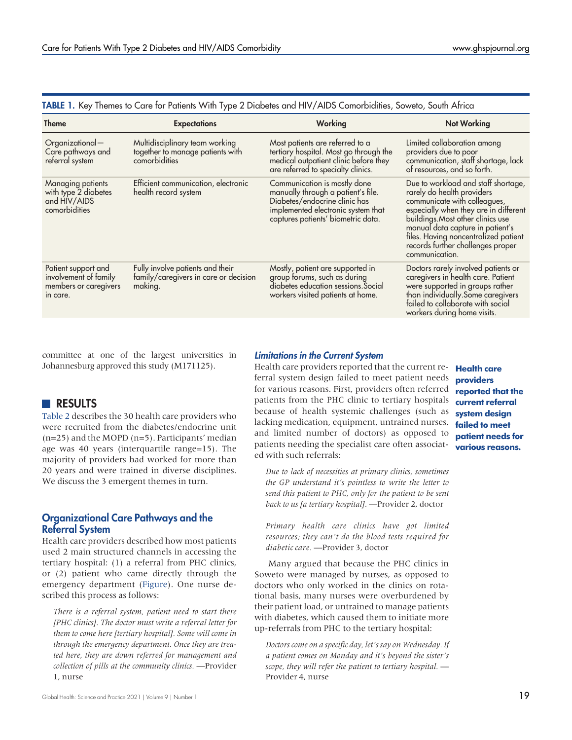**TABLE 1.** Key Themes to Care for Patients With Type 2 Diabetes and HIV/AIDS Comorbidities, Soweto, South Africa

| Theme | Expectations | Working | Not Working |
|---|---|---|---|
| Organizational—Care pathways and referral system | Multidisciplinary team working together to manage patients with comorbidities | Most patients are referred to a tertiary hospital. Most go through the medical outpatient clinic before they are referred to specialty clinics. | Limited collaboration among providers due to poor communication, staff shortage, lack of resources, and so forth. |
| Managing patients with type 2 diabetes and HIV/AIDS comorbidities | Efficient communication, electronic health record system | Communication is mostly done manually through a patient's file. Diabetes/endocrine clinic has implemented electronic system that captures patients' biometric data. | Due to workload and staff shortage, rarely do health providers communicate with colleagues, especially when they are in different buildings.Most other clinics use manual data capture in patient's files. Having noncentralized patient records further challenges proper communication. |
| Patient support and involvement of family members or caregivers in care. | Fully involve patients and their family/caregivers in care or decision making. | Mostly, patient are supported in group forums, such as during diabetes education sessions.Social workers visited patients at home. | Doctors rarely involved patients or caregivers in health care. Patient were supported in groups rather than individually.Some caregivers failed to collaborate with social workers during home visits. |

committee at one of the largest universities in Johannesburg approved this study (M171125).

## RESULTS

Table 2 describes the 30 health care providers who were recruited from the diabetes/endocrine unit (n=25) and the MOPD (n=5). Participants' median age was 40 years (interquartile range=15). The majority of providers had worked for more than 20 years and were trained in diverse disciplines. We discuss the 3 emergent themes in turn.

### Organizational Care Pathways and the Referral System

Health care providers described how most patients used 2 main structured channels in accessing the tertiary hospital: (1) a referral from PHC clinics, or (2) patient who came directly through the emergency department (Figure). One nurse described this process as follows:

> *There is a referral system, patient need to start there [PHC clinics]. The doctor must write a referral letter for them to come here [tertiary hospital]. Some will come in through the emergency department. Once they are treated here, they are down referred for management and collection of pills at the community clinics.* —Provider 1, nurse

#### *Limitations in the Current System*

Health care providers reported that the current referral system design failed to meet patient needs for various reasons. First, providers often referred patients from the PHC clinic to tertiary hospitals because of health systemic challenges (such as lacking medication, equipment, untrained nurses, and limited number of doctors) as opposed to patients needing the specialist care often associated with such referrals:

**Health care providers reported that the current referral system design failed to meet patient needs for various reasons.**

> *Due to lack of necessities at primary clinics, sometimes the GP understand it's pointless to write the letter to send this patient to PHC, only for the patient to be sent back to us [a tertiary hospital].* —Provider 2, doctor

> *Primary health care clinics have got limited resources; they can't do the blood tests required for diabetic care.* —Provider 3, doctor

Many argued that because the PHC clinics in Soweto were managed by nurses, as opposed to doctors who only worked in the clinics on rotational basis, many nurses were overburdened by their patient load, or untrained to manage patients with diabetes, which caused them to initiate more up-referrals from PHC to the tertiary hospital:

> *Doctors come on a specific day, let's say on Wednesday. If a patient comes on Monday and it's beyond the sister's scope, they will refer the patient to tertiary hospital.* —Provider 4, nurse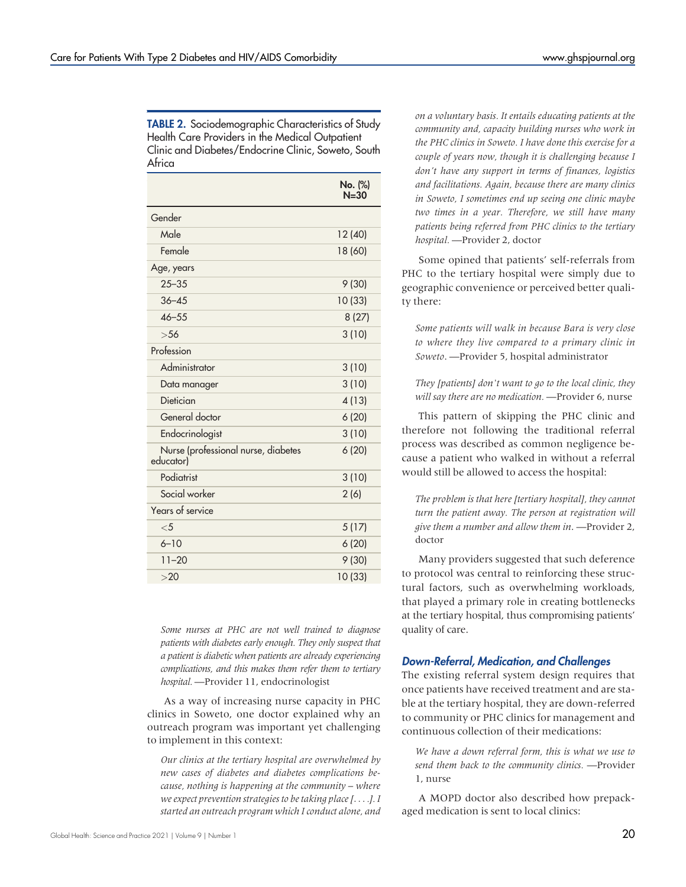**TABLE 2.** Sociodemographic Characteristics of Study Health Care Providers in the Medical Outpatient Clinic and Diabetes/Endocrine Clinic, Soweto, South Africa

| | No. (%) N=30 |
|---|---|
| Gender | |
| Male | 12 (40) |
| Female | 18 (60) |
| Age, years | |
| 25–35 | 9 (30) |
| 36–45 | 10 (33) |
| 46–55 | 8 (27) |
| >56 | 3 (10) |
| Profession | |
| Administrator | 3 (10) |
| Data manager | 3 (10) |
| Dietician | 4 (13) |
| General doctor | 6 (20) |
| Endocrinologist | 3 (10) |
| Nurse (professional nurse, diabetes educator) | 6 (20) |
| Podiatrist | 3 (10) |
| Social worker | 2 (6) |
| Years of service | |
| <5 | 5 (17) |
| 6–10 | 6 (20) |
| 11–20 | 9 (30) |
| >20 | 10 (33) |

> *Some nurses at PHC are not well trained to diagnose patients with diabetes early enough. They only suspect that a patient is diabetic when patients are already experiencing complications, and this makes them refer them to tertiary hospital.* —Provider 11, endocrinologist

As a way of increasing nurse capacity in PHC clinics in Soweto, one doctor explained why an outreach program was important yet challenging to implement in this context:

> *Our clinics at the tertiary hospital are overwhelmed by new cases of diabetes and diabetes complications because, nothing is happening at the community – where we expect prevention strategies to be taking place [. . . .]. I started an outreach program which I conduct alone, and on a voluntary basis. It entails educating patients at the community and, capacity building nurses who work in the PHC clinics in Soweto. I have done this exercise for a couple of years now, though it is challenging because I don't have any support in terms of finances, logistics and facilitations. Again, because there are many clinics in Soweto, I sometimes end up seeing one clinic maybe two times in a year. Therefore, we still have many patients being referred from PHC clinics to the tertiary hospital.* —Provider 2, doctor

Some opined that patients' self-referrals from PHC to the tertiary hospital were simply due to geographic convenience or perceived better quality there:

> *Some patients will walk in because Bara is very close to where they live compared to a primary clinic in Soweto*. —Provider 5, hospital administrator

> *They [patients] don't want to go to the local clinic, they will say there are no medication.* —Provider 6, nurse

This pattern of skipping the PHC clinic and therefore not following the traditional referral process was described as common negligence because a patient who walked in without a referral would still be allowed to access the hospital:

> *The problem is that here [tertiary hospital], they cannot turn the patient away. The person at registration will give them a number and allow them in*. —Provider 2, doctor

Many providers suggested that such deference to protocol was central to reinforcing these structural factors, such as overwhelming workloads, that played a primary role in creating bottlenecks at the tertiary hospital, thus compromising patients' quality of care.

### Down-Referral, Medication, and Challenges

The existing referral system design requires that once patients have received treatment and are stable at the tertiary hospital, they are down-referred to community or PHC clinics for management and continuous collection of their medications:

> *We have a down referral form, this is what we use to send them back to the community clinics.* —Provider 1, nurse

A MOPD doctor also described how prepackaged medication is sent to local clinics: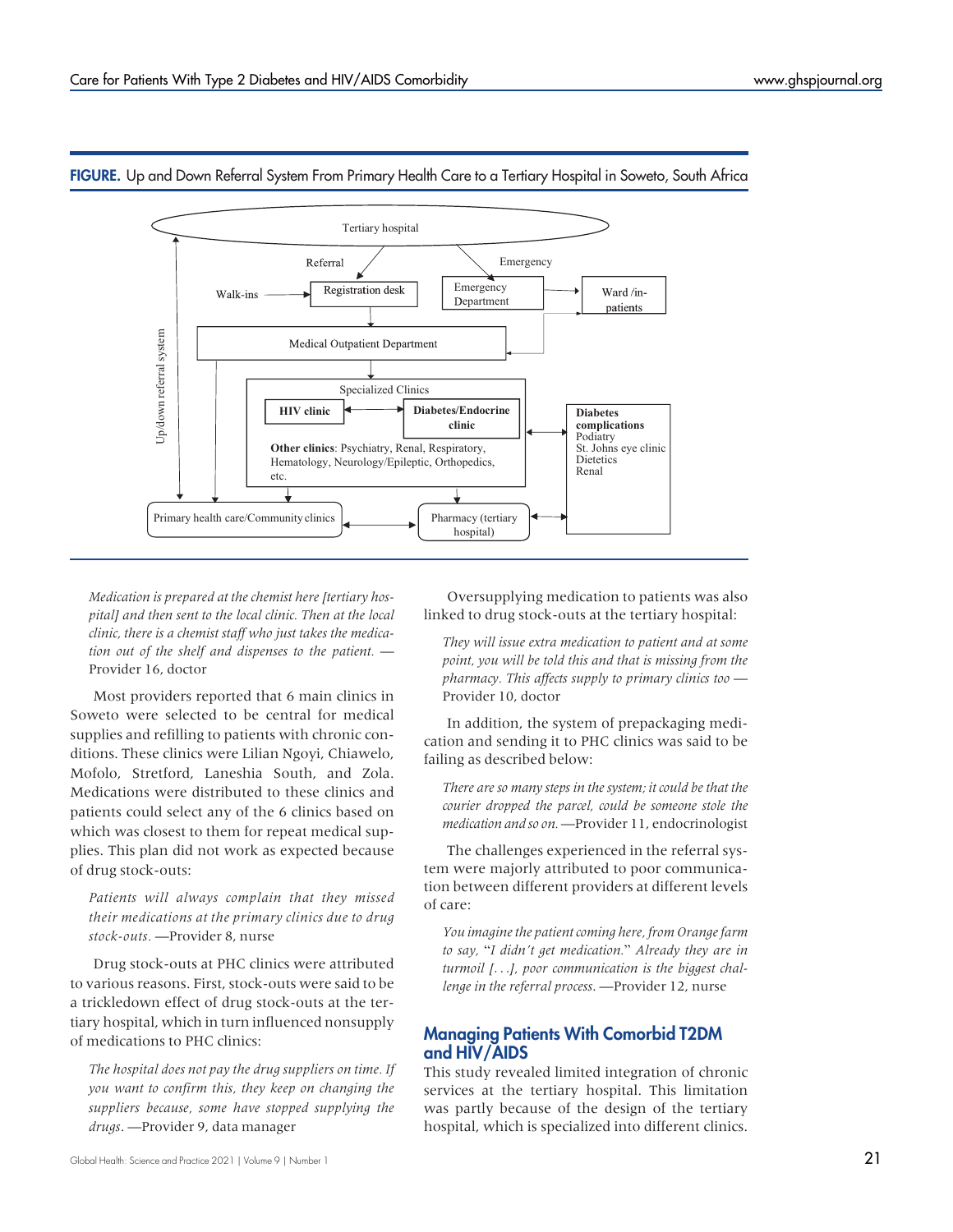**FIGURE.** Up and Down Referral System From Primary Health Care to a Tertiary Hospital in Soweto, South Africa

Tertiary hospital

Referral

Emergency

Walk-ins

Registration desk

Emergency Department

Ward /in-patients

Medical Outpatient Department

Up/down referral system

Specialized Clinics

HIV clinic

Diabetes/Endocrine clinic

**Other clinics**: Psychiatry, Renal, Respiratory, Hematology, Neurology/Epileptic, Orthopedics, etc.

**Diabetes complications**
Podiatry
St. Johns eye clinic
Dietetics
Renal

Primary health care/Community clinics

Pharmacy (tertiary hospital)

> *Medication is prepared at the chemist here [tertiary hospital] and then sent to the local clinic. Then at the local clinic, there is a chemist staff who just takes the medication out of the shelf and dispenses to the patient.* —Provider 16, doctor

Most providers reported that 6 main clinics in Soweto were selected to be central for medical supplies and refilling to patients with chronic conditions. These clinics were Lilian Ngoyi, Chiawelo, Mofolo, Stretford, Laneshia South, and Zola. Medications were distributed to these clinics and patients could select any of the 6 clinics based on which was closest to them for repeat medical supplies. This plan did not work as expected because of drug stock-outs:

> *Patients will always complain that they missed their medications at the primary clinics due to drug stock-outs.* —Provider 8, nurse

Drug stock-outs at PHC clinics were attributed to various reasons. First, stock-outs were said to be a trickledown effect of drug stock-outs at the tertiary hospital, which in turn influenced nonsupply of medications to PHC clinics:

> *The hospital does not pay the drug suppliers on time. If you want to confirm this, they keep on changing the suppliers because, some have stopped supplying the drugs*. —Provider 9, data manager

Oversupplying medication to patients was also linked to drug stock-outs at the tertiary hospital:

> *They will issue extra medication to patient and at some point, you will be told this and that is missing from the pharmacy. This affects supply to primary clinics too* —Provider 10, doctor

In addition, the system of prepackaging medication and sending it to PHC clinics was said to be failing as described below:

> *There are so many steps in the system; it could be that the courier dropped the parcel, could be someone stole the medication and so on.* —Provider 11, endocrinologist

The challenges experienced in the referral system were majorly attributed to poor communication between different providers at different levels of care:

> *You imagine the patient coming here, from Orange farm to say, "I didn't get medication." Already they are in turmoil [. . .], poor communication is the biggest challenge in the referral process.* —Provider 12, nurse

## Managing Patients With Comorbid T2DM and HIV/AIDS

This study revealed limited integration of chronic services at the tertiary hospital. This limitation was partly because of the design of the tertiary hospital, which is specialized into different clinics.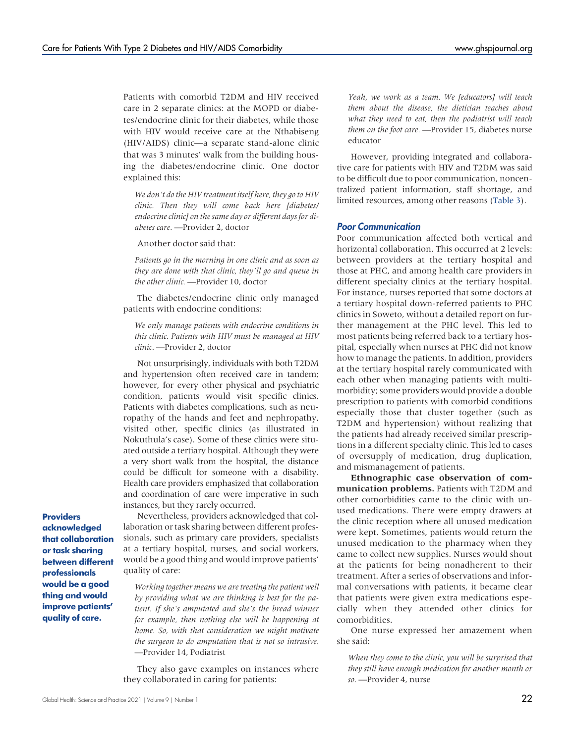Patients with comorbid T2DM and HIV received care in 2 separate clinics: at the MOPD or diabetes/endocrine clinic for their diabetes, while those with HIV would receive care at the Nthabiseng (HIV/AIDS) clinic—a separate stand-alone clinic that was 3 minutes' walk from the building housing the diabetes/endocrine clinic. One doctor explained this:

> *We don't do the HIV treatment itself here, they go to HIV clinic. Then they will come back here [diabetes/endocrine clinic] on the same day or different days for diabetes care.* —Provider 2, doctor

Another doctor said that:

> *Patients go in the morning in one clinic and as soon as they are done with that clinic, they'll go and queue in the other clinic.* —Provider 10, doctor

The diabetes/endocrine clinic only managed patients with endocrine conditions:

> *We only manage patients with endocrine conditions in this clinic. Patients with HIV must be managed at HIV clinic.* —Provider 2, doctor

Not unsurprisingly, individuals with both T2DM and hypertension often received care in tandem; however, for every other physical and psychiatric condition, patients would visit specific clinics. Patients with diabetes complications, such as neuropathy of the hands and feet and nephropathy, visited other, specific clinics (as illustrated in Nokuthula's case). Some of these clinics were situated outside a tertiary hospital. Although they were a very short walk from the hospital, the distance could be difficult for someone with a disability. Health care providers emphasized that collaboration and coordination of care were imperative in such instances, but they rarely occurred.

**Providers acknowledged that collaboration or task sharing between different professionals would be a good thing and would improve patients' quality of care.**

Nevertheless, providers acknowledged that collaboration or task sharing between different professionals, such as primary care providers, specialists at a tertiary hospital, nurses, and social workers, would be a good thing and would improve patients' quality of care:

> *Working together means we are treating the patient well by providing what we are thinking is best for the patient. If she's amputated and she's the bread winner for example, then nothing else will be happening at home. So, with that consideration we might motivate the surgeon to do amputation that is not so intrusive.* —Provider 14, Podiatrist

They also gave examples on instances where they collaborated in caring for patients:

> *Yeah, we work as a team. We [educators] will teach them about the disease, the dietician teaches about what they need to eat, then the podiatrist will teach them on the foot care.* —Provider 15, diabetes nurse educator

However, providing integrated and collaborative care for patients with HIV and T2DM was said to be difficult due to poor communication, noncentralized patient information, staff shortage, and limited resources, among other reasons (Table 3).

### Poor Communication

Poor communication affected both vertical and horizontal collaboration. This occurred at 2 levels: between providers at the tertiary hospital and those at PHC, and among health care providers in different specialty clinics at the tertiary hospital. For instance, nurses reported that some doctors at a tertiary hospital down-referred patients to PHC clinics in Soweto, without a detailed report on further management at the PHC level. This led to most patients being referred back to a tertiary hospital, especially when nurses at PHC did not know how to manage the patients. In addition, providers at the tertiary hospital rarely communicated with each other when managing patients with multimorbidity; some providers would provide a double prescription to patients with comorbid conditions especially those that cluster together (such as T2DM and hypertension) without realizing that the patients had already received similar prescriptions in a different specialty clinic. This led to cases of oversupply of medication, drug duplication, and mismanagement of patients.

**Ethnographic case observation of communication problems.** Patients with T2DM and other comorbidities came to the clinic with unused medications. There were empty drawers at the clinic reception where all unused medication were kept. Sometimes, patients would return the unused medication to the pharmacy when they came to collect new supplies. Nurses would shout at the patients for being nonadherent to their treatment. After a series of observations and informal conversations with patients, it became clear that patients were given extra medications especially when they attended other clinics for comorbidities.

One nurse expressed her amazement when she said:

> *When they come to the clinic, you will be surprised that they still have enough medication for another month or so.* —Provider 4, nurse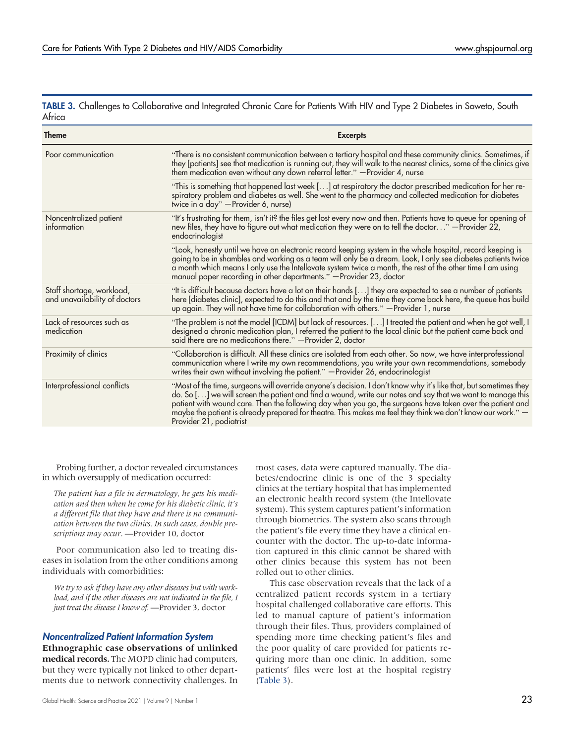**TABLE 3.** Challenges to Collaborative and Integrated Chronic Care for Patients With HIV and Type 2 Diabetes in Soweto, South Africa

| Theme | Excerpts |
|---|---|
| Poor communication | "There is no consistent communication between a tertiary hospital and these community clinics. Sometimes, if they [patients] see that medication is running out, they will walk to the nearest clinics, some of the clinics give them medication even without any down referral letter." —Provider 4, nurse |
| | "This is something that happened last week […] at respiratory the doctor prescribed medication for her respiratory problem and diabetes as well. She went to the pharmacy and collected medication for diabetes twice in a day" —Provider 6, nurse) |
| Noncentralized patient information | "It's frustrating for them, isn't it? the files get lost every now and then. Patients have to queue for opening of new files, they have to figure out what medication they were on to tell the doctor…" —Provider 22, endocrinologist |
| | "Look, honestly until we have an electronic record keeping system in the whole hospital, record keeping is going to be in shambles and working as a team will only be a dream. Look, I only see diabetes patients twice a month which means I only use the Intellovate system twice a month, the rest of the other time I am using manual paper recording in other departments." —Provider 23, doctor |
| Staff shortage, workload, and unavailability of doctors | "It is difficult because doctors have a lot on their hands […] they are expected to see a number of patients here [diabetes clinic], expected to do this and that and by the time they come back here, the queue has build up again. They will not have time for collaboration with others." —Provider 1, nurse |
| Lack of resources such as medication | "The problem is not the model [ICDM] but lack of resources. […] I treated the patient and when he got well, I designed a chronic medication plan, I referred the patient to the local clinic but the patient came back and said there are no medications there." —Provider 2, doctor |
| Proximity of clinics | "Collaboration is difficult. All these clinics are isolated from each other. So now, we have interprofessional communication where I write my own recommendations, you write your own recommendations, somebody writes their own without involving the patient." —Provider 26, endocrinologist |
| Interprofessional conflicts | "Most of the time, surgeons will override anyone's decision. I don't know why it's like that, but sometimes they do. So […] we will screen the patient and find a wound, write our notes and say that we want to manage this patient with wound care. Then the following day when you go, the surgeons have taken over the patient and maybe the patient is already prepared for theatre. This makes me feel they think we don't know our work." —Provider 21, podiatrist |

Probing further, a doctor revealed circumstances in which oversupply of medication occurred:

> *The patient has a file in dermatology, he gets his medication and then when he come for his diabetic clinic, it's a different file that they have and there is no communication between the two clinics. In such cases, double prescriptions may occur*. —Provider 10, doctor

Poor communication also led to treating diseases in isolation from the other conditions among individuals with comorbidities:

> *We try to ask if they have any other diseases but with workload, and if the other diseases are not indicated in the file, I just treat the disease I know of.* —Provider 3, doctor

### Noncentralized Patient Information System

**Ethnographic case observations of unlinked medical records.** The MOPD clinic had computers, but they were typically not linked to other departments due to network connectivity challenges. In most cases, data were captured manually. The diabetes/endocrine clinic is one of the 3 specialty clinics at the tertiary hospital that has implemented an electronic health record system (the Intellovate system). This system captures patient's information through biometrics. The system also scans through the patient's file every time they have a clinical encounter with the doctor. The up-to-date information captured in this clinic cannot be shared with other clinics because this system has not been rolled out to other clinics.

This case observation reveals that the lack of a centralized patient records system in a tertiary hospital challenged collaborative care efforts. This led to manual capture of patient's information through their files. Thus, providers complained of spending more time checking patient's files and the poor quality of care provided for patients requiring more than one clinic. In addition, some patients' files were lost at the hospital registry (Table 3).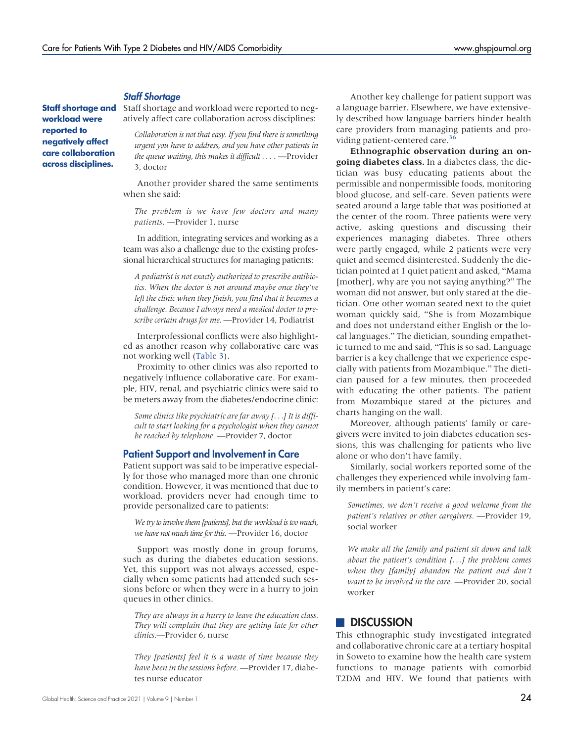### Staff Shortage

**Staff shortage and workload were reported to negatively affect care collaboration across disciplines.**

Staff shortage and workload were reported to negatively affect care collaboration across disciplines:

> *Collaboration is not that easy. If you find there is something urgent you have to address, and you have other patients in the queue waiting, this makes it difficult . . . .* —Provider 3, doctor

Another provider shared the same sentiments when she said:

> *The problem is we have few doctors and many patients.* —Provider 1, nurse

In addition, integrating services and working as a team was also a challenge due to the existing professional hierarchical structures for managing patients:

> *A podiatrist is not exactly authorized to prescribe antibiotics. When the doctor is not around maybe once they've left the clinic when they finish, you find that it becomes a challenge. Because I always need a medical doctor to prescribe certain drugs for me.* —Provider 14, Podiatrist

Interprofessional conflicts were also highlighted as another reason why collaborative care was not working well (Table 3).

Proximity to other clinics was also reported to negatively influence collaborative care. For example, HIV, renal, and psychiatric clinics were said to be meters away from the diabetes/endocrine clinic:

> *Some clinics like psychiatric are far away [. . .] It is difficult to start looking for a psychologist when they cannot be reached by telephone.* —Provider 7, doctor

### Patient Support and Involvement in Care

Patient support was said to be imperative especially for those who managed more than one chronic condition. However, it was mentioned that due to workload, providers never had enough time to provide personalized care to patients:

> *We try to involve them [patients], but the workload is too much, we have not much time for this.* —Provider 16, doctor

Support was mostly done in group forums, such as during the diabetes education sessions. Yet, this support was not always accessed, especially when some patients had attended such sessions before or when they were in a hurry to join queues in other clinics.

> *They are always in a hurry to leave the education class. They will complain that they are getting late for other clinics.*—Provider 6, nurse

> *They [patients] feel it is a waste of time because they have been in the sessions before.* —Provider 17, diabetes nurse educator

Another key challenge for patient support was a language barrier. Elsewhere, we have extensively described how language barriers hinder health care providers from managing patients and providing patient-centered care.[36]

**Ethnographic observation during an ongoing diabetes class.** In a diabetes class, the dietician was busy educating patients about the permissible and nonpermissible foods, monitoring blood glucose, and self-care. Seven patients were seated around a large table that was positioned at the center of the room. Three patients were very active, asking questions and discussing their experiences managing diabetes. Three others were partly engaged, while 2 patients were very quiet and seemed disinterested. Suddenly the dietician pointed at 1 quiet patient and asked, "Mama [mother], why are you not saying anything?" The woman did not answer, but only stared at the dietician. One other woman seated next to the quiet woman quickly said, "She is from Mozambique and does not understand either English or the local languages." The dietician, sounding empathetic turned to me and said, "This is so sad. Language barrier is a key challenge that we experience especially with patients from Mozambique." The dietician paused for a few minutes, then proceeded with educating the other patients. The patient from Mozambique stared at the pictures and charts hanging on the wall.

Moreover, although patients' family or caregivers were invited to join diabetes education sessions, this was challenging for patients who live alone or who don't have family.

Similarly, social workers reported some of the challenges they experienced while involving family members in patient's care:

> *Sometimes, we don't receive a good welcome from the patient's relatives or other caregivers.* —Provider 19, social worker

> *We make all the family and patient sit down and talk about the patient's condition [. . .] the problem comes when they [family] abandon the patient and don't want to be involved in the care.* —Provider 20, social worker

## DISCUSSION

This ethnographic study investigated integrated and collaborative chronic care at a tertiary hospital in Soweto to examine how the health care system functions to manage patients with comorbid T2DM and HIV. We found that patients with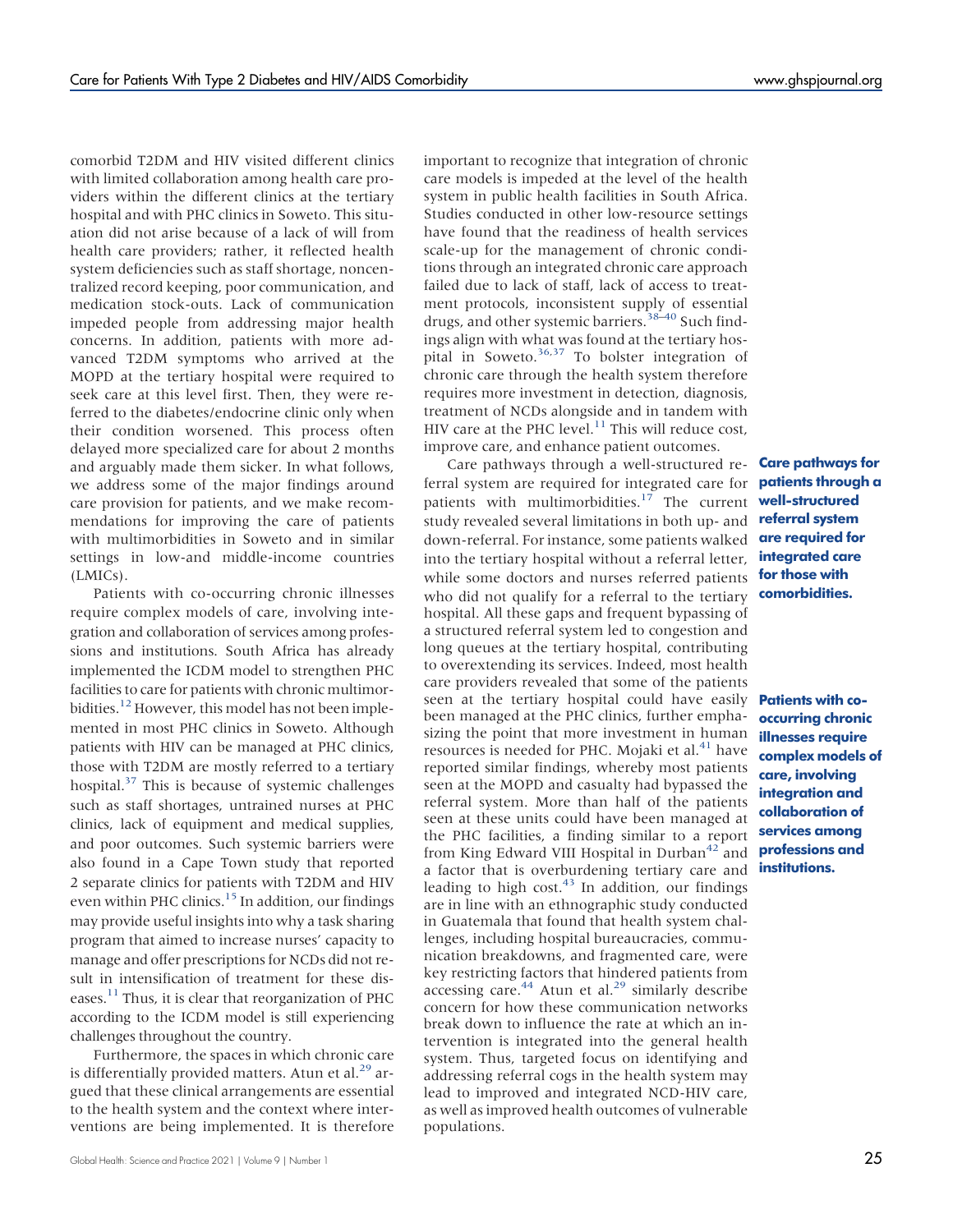comorbid T2DM and HIV visited different clinics with limited collaboration among health care providers within the different clinics at the tertiary hospital and with PHC clinics in Soweto. This situation did not arise because of a lack of will from health care providers; rather, it reflected health system deficiencies such as staff shortage, noncentralized record keeping, poor communication, and medication stock-outs. Lack of communication impeded people from addressing major health concerns. In addition, patients with more advanced T2DM symptoms who arrived at the MOPD at the tertiary hospital were required to seek care at this level first. Then, they were referred to the diabetes/endocrine clinic only when their condition worsened. This process often delayed more specialized care for about 2 months and arguably made them sicker. In what follows, we address some of the major findings around care provision for patients, and we make recommendations for improving the care of patients with multimorbidities in Soweto and in similar settings in low-and middle-income countries (LMICs).

Patients with co-occurring chronic illnesses require complex models of care, involving integration and collaboration of services among professions and institutions. South Africa has already implemented the ICDM model to strengthen PHC facilities to care for patients with chronic multimorbidities.[12] However, this model has not been implemented in most PHC clinics in Soweto. Although patients with HIV can be managed at PHC clinics, those with T2DM are mostly referred to a tertiary hospital.[37] This is because of systemic challenges such as staff shortages, untrained nurses at PHC clinics, lack of equipment and medical supplies, and poor outcomes. Such systemic barriers were also found in a Cape Town study that reported 2 separate clinics for patients with T2DM and HIV even within PHC clinics.[15] In addition, our findings may provide useful insights into why a task sharing program that aimed to increase nurses' capacity to manage and offer prescriptions for NCDs did not result in intensification of treatment for these diseases.[11] Thus, it is clear that reorganization of PHC according to the ICDM model is still experiencing challenges throughout the country.

Furthermore, the spaces in which chronic care is differentially provided matters. Atun et al.[29] argued that these clinical arrangements are essential to the health system and the context where interventions are being implemented. It is therefore important to recognize that integration of chronic care models is impeded at the level of the health system in public health facilities in South Africa. Studies conducted in other low-resource settings have found that the readiness of health services scale-up for the management of chronic conditions through an integrated chronic care approach failed due to lack of staff, lack of access to treatment protocols, inconsistent supply of essential drugs, and other systemic barriers.[38–40] Such findings align with what was found at the tertiary hospital in Soweto.[36,37] To bolster integration of chronic care through the health system therefore requires more investment in detection, diagnosis, treatment of NCDs alongside and in tandem with HIV care at the PHC level.[11] This will reduce cost, improve care, and enhance patient outcomes.

**Care pathways for patients through a well-structured referral system are required for integrated care for those with comorbidities.**

Care pathways through a well-structured referral system are required for integrated care for patients with multimorbidities.[17] The current study revealed several limitations in both up- and down-referral. For instance, some patients walked into the tertiary hospital without a referral letter, while some doctors and nurses referred patients who did not qualify for a referral to the tertiary hospital. All these gaps and frequent bypassing of a structured referral system led to congestion and long queues at the tertiary hospital, contributing to overextending its services. Indeed, most health care providers revealed that some of the patients seen at the tertiary hospital could have easily been managed at the PHC clinics, further emphasizing the point that more investment in human resources is needed for PHC. Mojaki et al.[41] have reported similar findings, whereby most patients seen at the MOPD and casualty had bypassed the referral system. More than half of the patients seen at these units could have been managed at the PHC facilities, a finding similar to a report from King Edward VIII Hospital in Durban[42] and a factor that is overburdening tertiary care and leading to high cost.[43] In addition, our findings are in line with an ethnographic study conducted in Guatemala that found that health system challenges, including hospital bureaucracies, communication breakdowns, and fragmented care, were key restricting factors that hindered patients from accessing care.[44] Atun et al.[29] similarly describe concern for how these communication networks break down to influence the rate at which an intervention is integrated into the general health system. Thus, targeted focus on identifying and addressing referral cogs in the health system may lead to improved and integrated NCD-HIV care, as well as improved health outcomes of vulnerable populations.

**Patients with co-occurring chronic illnesses require complex models of care, involving integration and collaboration of services among professions and institutions.**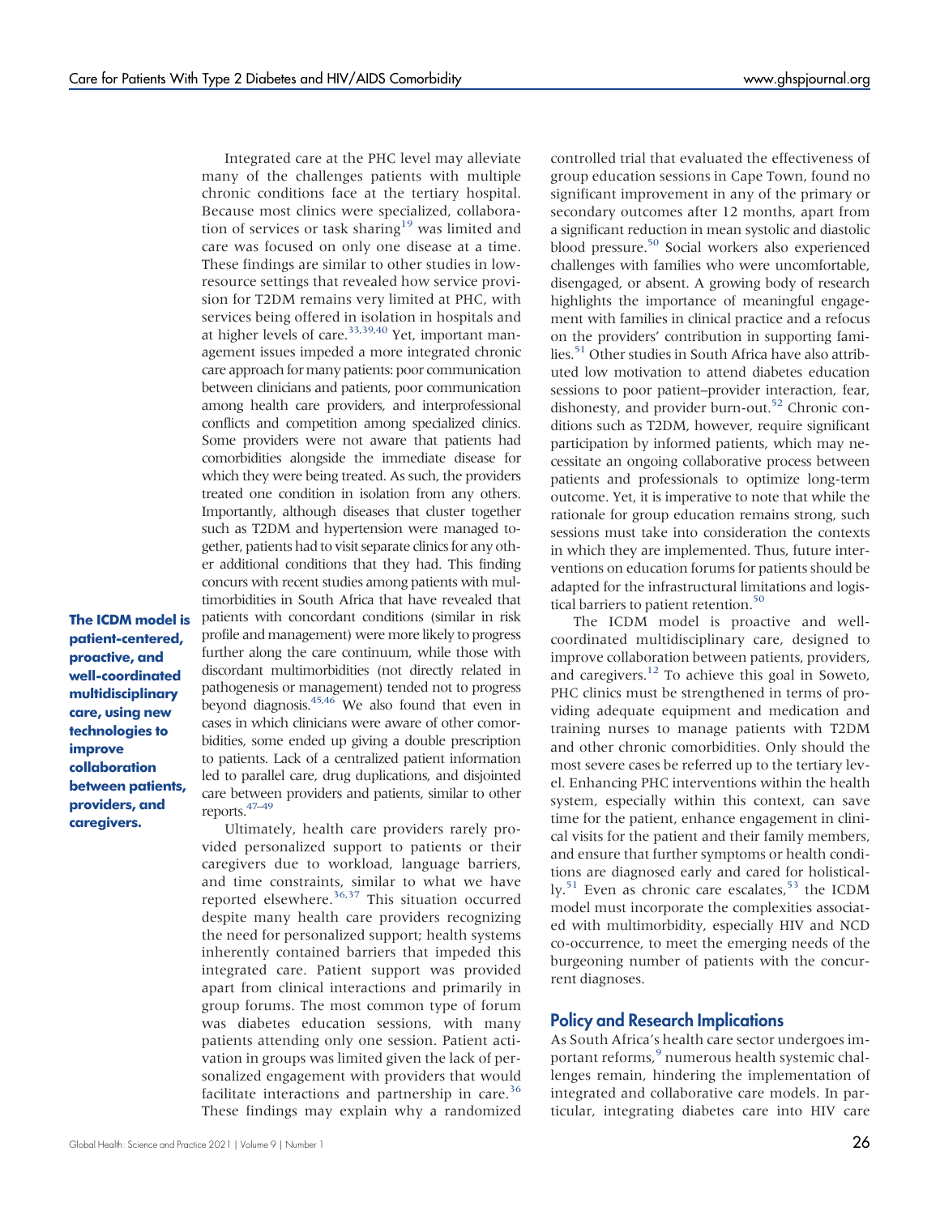Integrated care at the PHC level may alleviate many of the challenges patients with multiple chronic conditions face at the tertiary hospital. Because most clinics were specialized, collaboration of services or task sharing[19] was limited and care was focused on only one disease at a time. These findings are similar to other studies in low-resource settings that revealed how service provision for T2DM remains very limited at PHC, with services being offered in isolation in hospitals and at higher levels of care.[33,39,40] Yet, important management issues impeded a more integrated chronic care approach for many patients: poor communication between clinicians and patients, poor communication among health care providers, and interprofessional conflicts and competition among specialized clinics. Some providers were not aware that patients had comorbidities alongside the immediate disease for which they were being treated. As such, the providers treated one condition in isolation from any others. Importantly, although diseases that cluster together such as T2DM and hypertension were managed together, patients had to visit separate clinics for any other additional conditions that they had. This finding concurs with recent studies among patients with multimorbidities in South Africa that have revealed that patients with concordant conditions (similar in risk profile and management) were more likely to progress further along the care continuum, while those with discordant multimorbidities (not directly related in pathogenesis or management) tended not to progress beyond diagnosis.[45,46] We also found that even in cases in which clinicians were aware of other comorbidities, some ended up giving a double prescription to patients. Lack of a centralized patient information led to parallel care, drug duplications, and disjointed care between providers and patients, similar to other reports.[47–49]

**The ICDM model is patient-centered, proactive, and well-coordinated multidisciplinary care, using new technologies to improve collaboration between patients, providers, and caregivers.**

Ultimately, health care providers rarely provided personalized support to patients or their caregivers due to workload, language barriers, and time constraints, similar to what we have reported elsewhere.[36,37] This situation occurred despite many health care providers recognizing the need for personalized support; health systems inherently contained barriers that impeded this integrated care. Patient support was provided apart from clinical interactions and primarily in group forums. The most common type of forum was diabetes education sessions, with many patients attending only one session. Patient activation in groups was limited given the lack of personalized engagement with providers that would facilitate interactions and partnership in care.[36] These findings may explain why a randomized controlled trial that evaluated the effectiveness of group education sessions in Cape Town, found no significant improvement in any of the primary or secondary outcomes after 12 months, apart from a significant reduction in mean systolic and diastolic blood pressure.[50] Social workers also experienced challenges with families who were uncomfortable, disengaged, or absent. A growing body of research highlights the importance of meaningful engagement with families in clinical practice and a refocus on the providers' contribution in supporting families.[51] Other studies in South Africa have also attributed low motivation to attend diabetes education sessions to poor patient–provider interaction, fear, dishonesty, and provider burn-out.[52] Chronic conditions such as T2DM, however, require significant participation by informed patients, which may necessitate an ongoing collaborative process between patients and professionals to optimize long-term outcome. Yet, it is imperative to note that while the rationale for group education remains strong, such sessions must take into consideration the contexts in which they are implemented. Thus, future interventions on education forums for patients should be adapted for the infrastructural limitations and logistical barriers to patient retention.[50]

The ICDM model is proactive and well-coordinated multidisciplinary care, designed to improve collaboration between patients, providers, and caregivers.[12] To achieve this goal in Soweto, PHC clinics must be strengthened in terms of providing adequate equipment and medication and training nurses to manage patients with T2DM and other chronic comorbidities. Only should the most severe cases be referred up to the tertiary level. Enhancing PHC interventions within the health system, especially within this context, can save time for the patient, enhance engagement in clinical visits for the patient and their family members, and ensure that further symptoms or health conditions are diagnosed early and cared for holistically.[51] Even as chronic care escalates,[53] the ICDM model must incorporate the complexities associated with multimorbidity, especially HIV and NCD co-occurrence, to meet the emerging needs of the burgeoning number of patients with the concurrent diagnoses.

## Policy and Research Implications

As South Africa's health care sector undergoes important reforms,[9] numerous health systemic challenges remain, hindering the implementation of integrated and collaborative care models. In particular, integrating diabetes care into HIV care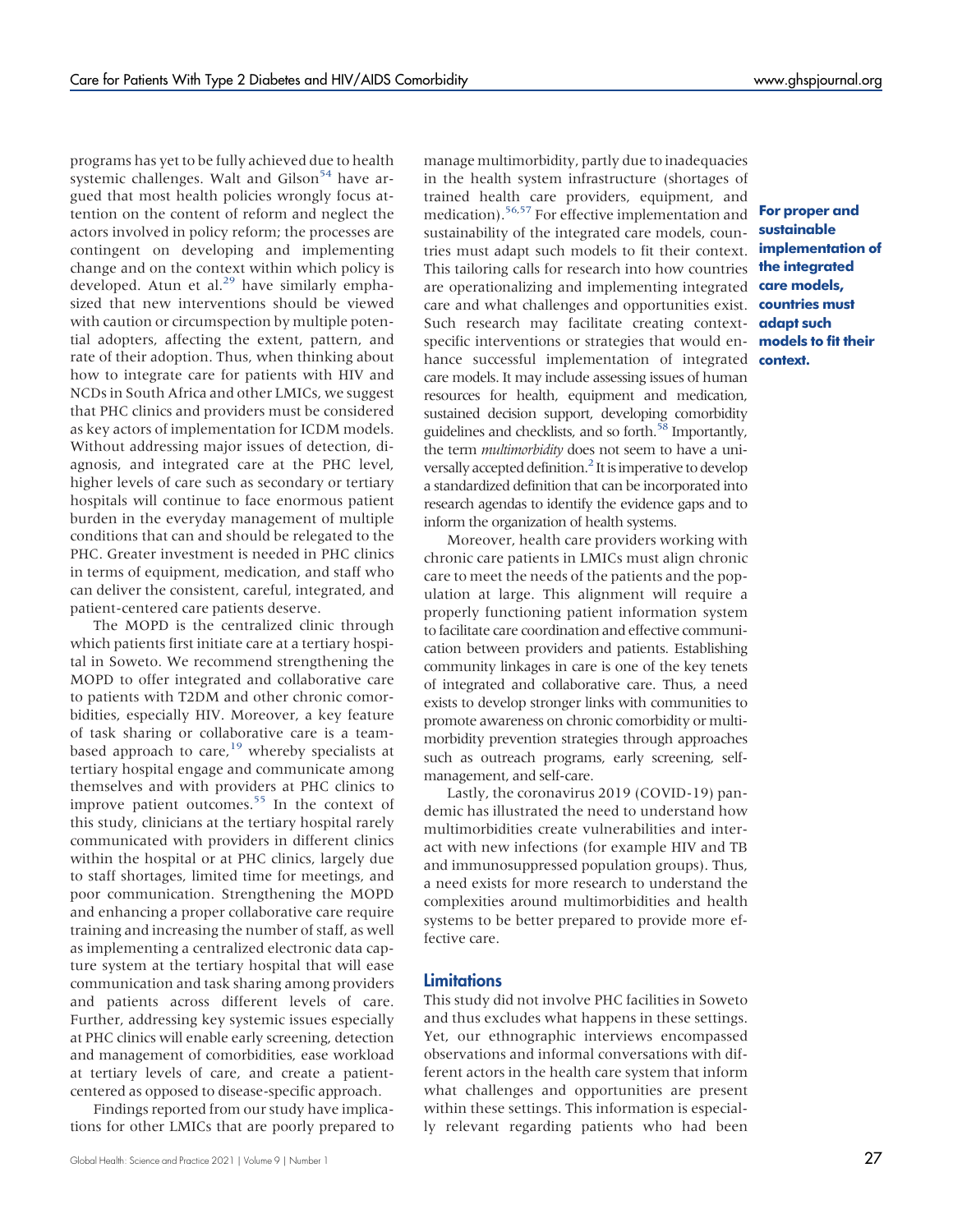programs has yet to be fully achieved due to health systemic challenges. Walt and Gilson[54] have argued that most health policies wrongly focus attention on the content of reform and neglect the actors involved in policy reform; the processes are contingent on developing and implementing change and on the context within which policy is developed. Atun et al.[29] have similarly emphasized that new interventions should be viewed with caution or circumspection by multiple potential adopters, affecting the extent, pattern, and rate of their adoption. Thus, when thinking about how to integrate care for patients with HIV and NCDs in South Africa and other LMICs, we suggest that PHC clinics and providers must be considered as key actors of implementation for ICDM models. Without addressing major issues of detection, diagnosis, and integrated care at the PHC level, higher levels of care such as secondary or tertiary hospitals will continue to face enormous patient burden in the everyday management of multiple conditions that can and should be relegated to the PHC. Greater investment is needed in PHC clinics in terms of equipment, medication, and staff who can deliver the consistent, careful, integrated, and patient-centered care patients deserve.

The MOPD is the centralized clinic through which patients first initiate care at a tertiary hospital in Soweto. We recommend strengthening the MOPD to offer integrated and collaborative care to patients with T2DM and other chronic comorbidities, especially HIV. Moreover, a key feature of task sharing or collaborative care is a team-based approach to care,[19] whereby specialists at tertiary hospital engage and communicate among themselves and with providers at PHC clinics to improve patient outcomes.[55] In the context of this study, clinicians at the tertiary hospital rarely communicated with providers in different clinics within the hospital or at PHC clinics, largely due to staff shortages, limited time for meetings, and poor communication. Strengthening the MOPD and enhancing a proper collaborative care require training and increasing the number of staff, as well as implementing a centralized electronic data capture system at the tertiary hospital that will ease communication and task sharing among providers and patients across different levels of care. Further, addressing key systemic issues especially at PHC clinics will enable early screening, detection and management of comorbidities, ease workload at tertiary levels of care, and create a patient-centered as opposed to disease-specific approach.

Findings reported from our study have implications for other LMICs that are poorly prepared to manage multimorbidity, partly due to inadequacies in the health system infrastructure (shortages of trained health care providers, equipment, and medication).[56,57] For effective implementation and sustainability of the integrated care models, countries must adapt such models to fit their context. This tailoring calls for research into how countries are operationalizing and implementing integrated care and what challenges and opportunities exist. Such research may facilitate creating context-specific interventions or strategies that would enhance successful implementation of integrated care models. It may include assessing issues of human resources for health, equipment and medication, sustained decision support, developing comorbidity guidelines and checklists, and so forth.[58] Importantly, the term *multimorbidity* does not seem to have a universally accepted definition.[2] It is imperative to develop a standardized definition that can be incorporated into research agendas to identify the evidence gaps and to inform the organization of health systems.

**For proper and sustainable implementation of the integrated care models, countries must adapt such models to fit their context.**

Moreover, health care providers working with chronic care patients in LMICs must align chronic care to meet the needs of the patients and the population at large. This alignment will require a properly functioning patient information system to facilitate care coordination and effective communication between providers and patients. Establishing community linkages in care is one of the key tenets of integrated and collaborative care. Thus, a need exists to develop stronger links with communities to promote awareness on chronic comorbidity or multimorbidity prevention strategies through approaches such as outreach programs, early screening, self-management, and self-care.

Lastly, the coronavirus 2019 (COVID-19) pandemic has illustrated the need to understand how multimorbidities create vulnerabilities and interact with new infections (for example HIV and TB and immunosuppressed population groups). Thus, a need exists for more research to understand the complexities around multimorbidities and health systems to be better prepared to provide more effective care.

## Limitations

This study did not involve PHC facilities in Soweto and thus excludes what happens in these settings. Yet, our ethnographic interviews encompassed observations and informal conversations with different actors in the health care system that inform what challenges and opportunities are present within these settings. This information is especially relevant regarding patients who had been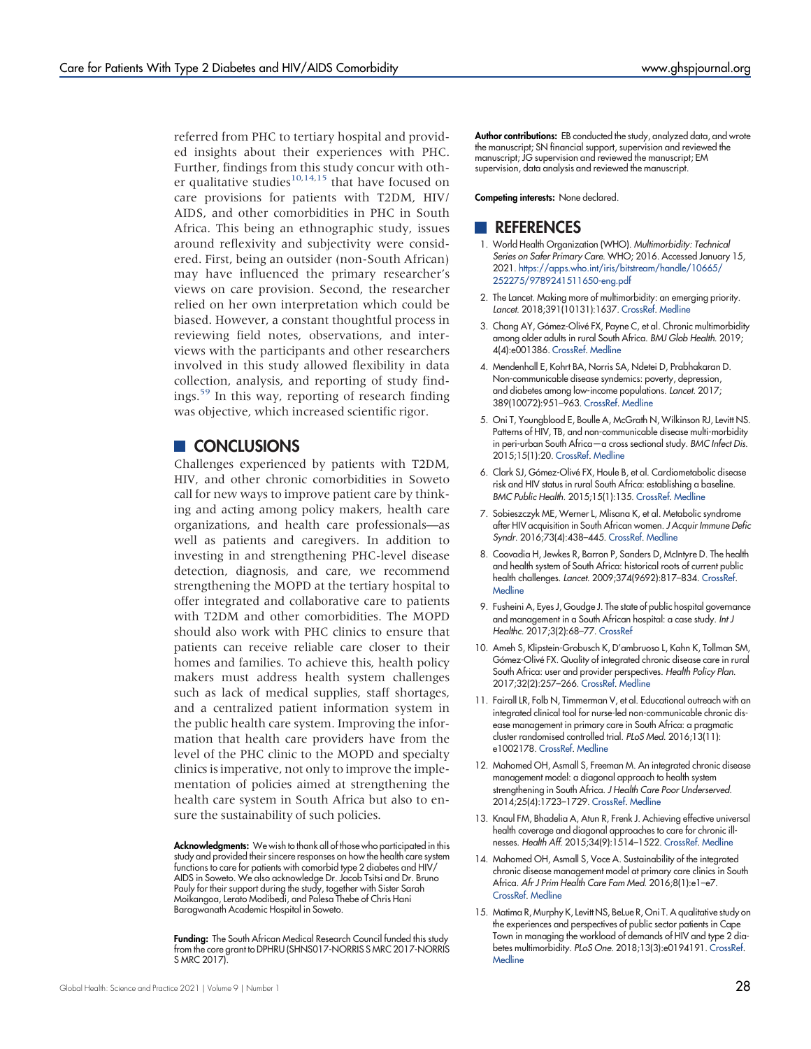referred from PHC to tertiary hospital and provided insights about their experiences with PHC. Further, findings from this study concur with other qualitative studies[10,14,15] that have focused on care provisions for patients with T2DM, HIV/AIDS, and other comorbidities in PHC in South Africa. This being an ethnographic study, issues around reflexivity and subjectivity were considered. First, being an outsider (non-South African) may have influenced the primary researcher's views on care provision. Second, the researcher relied on her own interpretation which could be biased. However, a constant thoughtful process in reviewing field notes, observations, and interviews with the participants and other researchers involved in this study allowed flexibility in data collection, analysis, and reporting of study findings.[59] In this way, reporting of research finding was objective, which increased scientific rigor.

## CONCLUSIONS

Challenges experienced by patients with T2DM, HIV, and other chronic comorbidities in Soweto call for new ways to improve patient care by thinking and acting among policy makers, health care organizations, and health care professionals—as well as patients and caregivers. In addition to investing in and strengthening PHC-level disease detection, diagnosis, and care, we recommend strengthening the MOPD at the tertiary hospital to offer integrated and collaborative care to patients with T2DM and other comorbidities. The MOPD should also work with PHC clinics to ensure that patients can receive reliable care closer to their homes and families. To achieve this, health policy makers must address health system challenges such as lack of medical supplies, staff shortages, and a centralized patient information system in the public health care system. Improving the information that health care providers have from the level of the PHC clinic to the MOPD and specialty clinics is imperative, not only to improve the implementation of policies aimed at strengthening the health care system in South Africa but also to ensure the sustainability of such policies.

**Acknowledgments:** We wish to thank all of those who participated in this study and provided their sincere responses on how the health care system functions to care for patients with comorbid type 2 diabetes and HIV/AIDS in Soweto. We also acknowledge Dr. Jacob Tsitsi and Dr. Bruno Pauly for their support during the study, together with Sister Sarah Moikangoa, Lerato Modibedi, and Palesa Thebe of Chris Hani Baragwanath Academic Hospital in Soweto.

**Funding:** The South African Medical Research Council funded this study from the core grant to DPHRU (SHNS017-NORRIS S MRC 2017-NORRIS S MRC 2017).

**Author contributions:** EB conducted the study, analyzed data, and wrote the manuscript; SN financial support, supervision and reviewed the manuscript; JG supervision and reviewed the manuscript; EM supervision, data analysis and reviewed the manuscript.

**Competing interests:** None declared.

## REFERENCES

1. World Health Organization (WHO). *Multimorbidity: Technical Series on Safer Primary Care.* WHO; 2016. Accessed January 15, 2021. https://apps.who.int/iris/bitstream/handle/10665/252275/9789241511650-eng.pdf
2. The Lancet. Making more of multimorbidity: an emerging priority. *Lancet.* 2018;391(10131):1637. CrossRef. Medline
3. Chang AY, Gómez-Olivé FX, Payne C, et al. Chronic multimorbidity among older adults in rural South Africa. *BMJ Glob Health.* 2019; 4(4):e001386. CrossRef. Medline
4. Mendenhall E, Kohrt BA, Norris SA, Ndetei D, Prabhakaran D. Non-communicable disease syndemics: poverty, depression, and diabetes among low-income populations. *Lancet.* 2017; 389(10072):951–963. CrossRef. Medline
5. Oni T, Youngblood E, Boulle A, McGrath N, Wilkinson RJ, Levitt NS. Patterns of HIV, TB, and non-communicable disease multi-morbidity in peri-urban South Africa—a cross sectional study. *BMC Infect Dis.* 2015;15(1):20. CrossRef. Medline
6. Clark SJ, Gómez-Olivé FX, Houle B, et al. Cardiometabolic disease risk and HIV status in rural South Africa: establishing a baseline. *BMC Public Health.* 2015;15(1):135. CrossRef. Medline
7. Sobieszczyk ME, Werner L, Mlisana K, et al. Metabolic syndrome after HIV acquisition in South African women. *J Acquir Immune Defic Syndr.* 2016;73(4):438–445. CrossRef. Medline
8. Coovadia H, Jewkes R, Barron P, Sanders D, McIntyre D. The health and health system of South Africa: historical roots of current public health challenges. *Lancet.* 2009;374(9692):817–834. CrossRef. Medline
9. Fusheini A, Eyes J, Goudge J. The state of public hospital governance and management in a South African hospital: a case study. *Int J Healthc.* 2017;3(2):68–77. CrossRef
10. Ameh S, Klipstein-Grobusch K, D'ambruoso L, Kahn K, Tollman SM, Gómez-Olivé FX. Quality of integrated chronic disease care in rural South Africa: user and provider perspectives. *Health Policy Plan.* 2017;32(2):257–266. CrossRef. Medline
11. Fairall LR, Folb N, Timmerman V, et al. Educational outreach with an integrated clinical tool for nurse-led non-communicable chronic disease management in primary care in South Africa: a pragmatic cluster randomised controlled trial. *PLoS Med.* 2016;13(11): e1002178. CrossRef. Medline
12. Mahomed OH, Asmall S, Freeman M. An integrated chronic disease management model: a diagonal approach to health system strengthening in South Africa. *J Health Care Poor Underserved.* 2014;25(4):1723–1729. CrossRef. Medline
13. Knaul FM, Bhadelia A, Atun R, Frenk J. Achieving effective universal health coverage and diagonal approaches to care for chronic illnesses. *Health Aff.* 2015;34(9):1514–1522. CrossRef. Medline
14. Mahomed OH, Asmall S, Voce A. Sustainability of the integrated chronic disease management model at primary care clinics in South Africa. *Afr J Prim Health Care Fam Med.* 2016;8(1):e1–e7. CrossRef. Medline
15. Matima R, Murphy K, Levitt NS, BeLue R, Oni T. A qualitative study on the experiences and perspectives of public sector patients in Cape Town in managing the workload of demands of HIV and type 2 diabetes multimorbidity. *PLoS One.* 2018;13(3):e0194191. CrossRef. Medline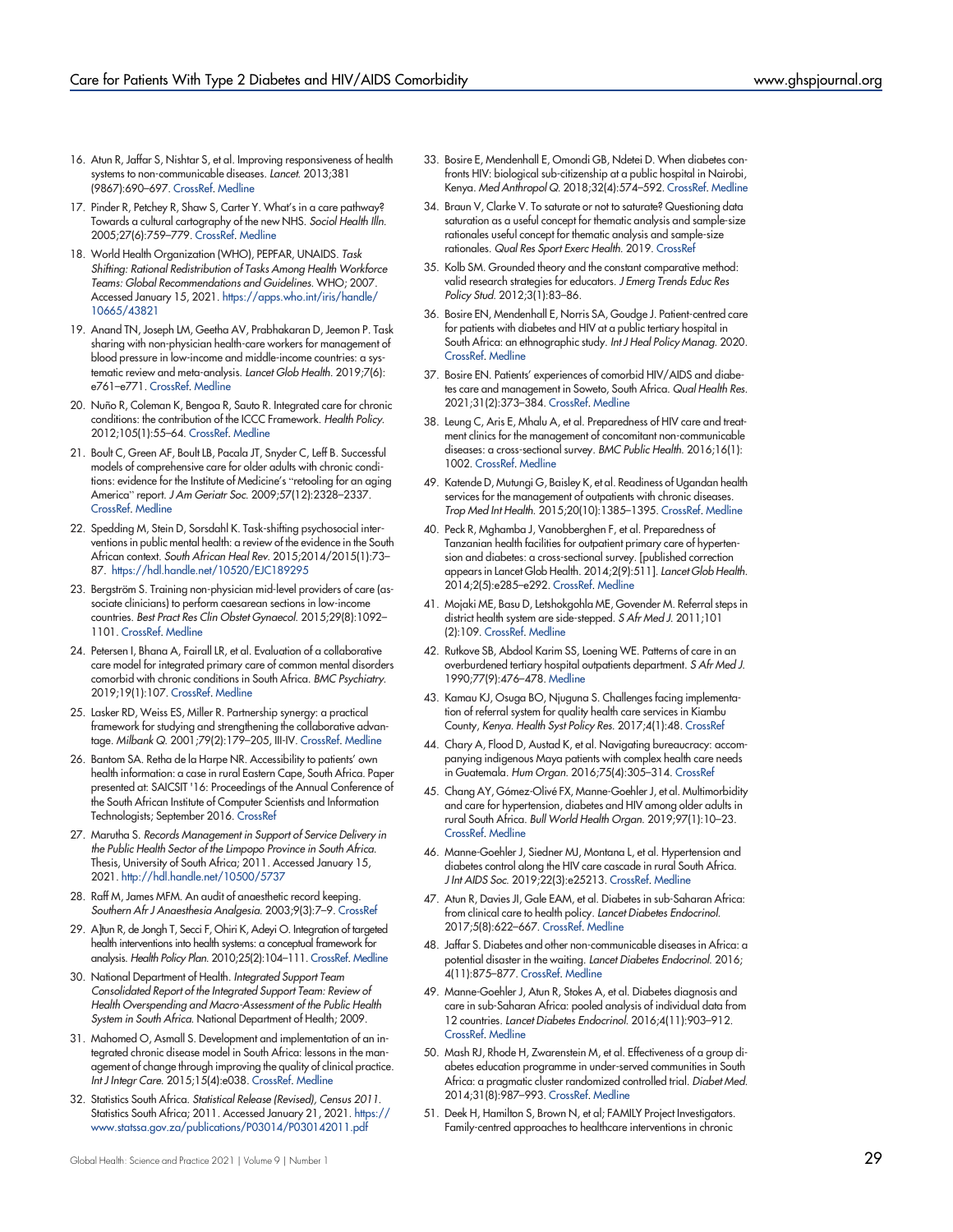16. Atun R, Jaffar S, Nishtar S, et al. Improving responsiveness of health systems to non-communicable diseases. *Lancet.* 2013;381(9867):690–697. CrossRef. Medline

17. Pinder R, Petchey R, Shaw S, Carter Y. What's in a care pathway? Towards a cultural cartography of the new NHS. *Sociol Health Illn.* 2005;27(6):759–779. CrossRef. Medline

18. World Health Organization (WHO), PEPFAR, UNAIDS. *Task Shifting: Rational Redistribution of Tasks Among Health Workforce Teams: Global Recommendations and Guidelines.* WHO; 2007. Accessed January 15, 2021. https://apps.who.int/iris/handle/10665/43821

19. Anand TN, Joseph LM, Geetha AV, Prabhakaran D, Jeemon P. Task sharing with non-physician health-care workers for management of blood pressure in low-income and middle-income countries: a systematic review and meta-analysis. *Lancet Glob Health.* 2019;7(6):e761–e771. CrossRef. Medline

20. Nuño R, Coleman K, Bengoa R, Sauto R. Integrated care for chronic conditions: the contribution of the ICCC Framework. *Health Policy.* 2012;105(1):55–64. CrossRef. Medline

21. Boult C, Green AF, Boult LB, Pacala JT, Snyder C, Leff B. Successful models of comprehensive care for older adults with chronic conditions: evidence for the Institute of Medicine's "retooling for an aging America" report. *J Am Geriatr Soc.* 2009;57(12):2328–2337. CrossRef. Medline

22. Spedding M, Stein D, Sorsdahl K. Task-shifting psychosocial interventions in public mental health: a review of the evidence in the South African context. *South African Heal Rev.* 2015;2014/2015(1):73–87. https://hdl.handle.net/10520/EJC189295

23. Bergström S. Training non-physician mid-level providers of care (associate clinicians) to perform caesarean sections in low-income countries. *Best Pract Res Clin Obstet Gynaecol.* 2015;29(8):1092–1101. CrossRef. Medline

24. Petersen I, Bhana A, Fairall LR, et al. Evaluation of a collaborative care model for integrated primary care of common mental disorders comorbid with chronic conditions in South Africa. *BMC Psychiatry.* 2019;19(1):107. CrossRef. Medline

25. Lasker RD, Weiss ES, Miller R. Partnership synergy: a practical framework for studying and strengthening the collaborative advantage. *Milbank Q.* 2001;79(2):179–205, III-IV. CrossRef. Medline

26. Bantom SA. Retha de la Harpe NR. Accessibility to patients' own health information: a case in rural Eastern Cape, South Africa. Paper presented at: SAICSIT '16: Proceedings of the Annual Conference of the South African Institute of Computer Scientists and Information Technologists; September 2016. CrossRef

27. Marutha S. *Records Management in Support of Service Delivery in the Public Health Sector of the Limpopo Province in South Africa.* Thesis, University of South Africa; 2011. Accessed January 15, 2021. http://hdl.handle.net/10500/5737

28. Raff M, James MFM. An audit of anaesthetic record keeping. *Southern Afr J Anaesthesia Analgesia.* 2003;9(3):7–9. CrossRef

29. A]tun R, de Jongh T, Secci F, Ohiri K, Adeyi O. Integration of targeted health interventions into health systems: a conceptual framework for analysis. *Health Policy Plan.* 2010;25(2):104–111. CrossRef. Medline

30. National Department of Health. *Integrated Support Team Consolidated Report of the Integrated Support Team: Review of Health Overspending and Macro-Assessment of the Public Health System in South Africa.* National Department of Health; 2009.

31. Mahomed O, Asmall S. Development and implementation of an integrated chronic disease model in South Africa: lessons in the management of change through improving the quality of clinical practice. *Int J Integr Care.* 2015;15(4):e038. CrossRef. Medline

32. Statistics South Africa. *Statistical Release (Revised), Census 2011.* Statistics South Africa; 2011. Accessed January 21, 2021. https://www.statssa.gov.za/publications/P03014/P030142011.pdf

33. Bosire E, Mendenhall E, Omondi GB, Ndetei D. When diabetes confronts HIV: biological sub-citizenship at a public hospital in Nairobi, Kenya. *Med Anthropol Q.* 2018;32(4):574–592. CrossRef. Medline

34. Braun V, Clarke V. To saturate or not to saturate? Questioning data saturation as a useful concept for thematic analysis and sample-size rationales useful concept for thematic analysis and sample-size rationales. *Qual Res Sport Exerc Health.* 2019. CrossRef

35. Kolb SM. Grounded theory and the constant comparative method: valid research strategies for educators. *J Emerg Trends Educ Res Policy Stud.* 2012;3(1):83–86.

36. Bosire EN, Mendenhall E, Norris SA, Goudge J. Patient-centred care for patients with diabetes and HIV at a public tertiary hospital in South Africa: an ethnographic study. *Int J Heal Policy Manag.* 2020. CrossRef. Medline

37. Bosire EN. Patients' experiences of comorbid HIV/AIDS and diabetes care and management in Soweto, South Africa. *Qual Health Res.* 2021;31(2):373–384. CrossRef. Medline

38. Leung C, Aris E, Mhalu A, et al. Preparedness of HIV care and treatment clinics for the management of concomitant non-communicable diseases: a cross-sectional survey. *BMC Public Health.* 2016;16(1):1002. CrossRef. Medline

49. Katende D, Mutungi G, Baisley K, et al. Readiness of Ugandan health services for the management of outpatients with chronic diseases. *Trop Med Int Health.* 2015;20(10):1385–1395. CrossRef. Medline

40. Peck R, Mghamba J, Vanobberghen F, et al. Preparedness of Tanzanian health facilities for outpatient primary care of hypertension and diabetes: a cross-sectional survey. [published correction appears in Lancet Glob Health. 2014;2(9):511]. *Lancet Glob Health.* 2014;2(5):e285–e292. CrossRef. Medline

41. Mojaki ME, Basu D, Letshokgohla ME, Govender M. Referral steps in district health system are side-stepped. *S Afr Med J.* 2011;101(2):109. CrossRef. Medline

42. Rutkove SB, Abdool Karim SS, Loening WE. Patterns of care in an overburdened tertiary hospital outpatients department. *S Afr Med J.* 1990;77(9):476–478. Medline

43. Kamau KJ, Osuga BO, Njuguna S. Challenges facing implementation of referral system for quality health care services in Kiambu County, *Kenya. Health Syst Policy Res.* 2017;4(1):48. CrossRef

44. Chary A, Flood D, Austad K, et al. Navigating bureaucracy: accompanying indigenous Maya patients with complex health care needs in Guatemala. *Hum Organ.* 2016;75(4):305–314. CrossRef

45. Chang AY, Gómez-Olivé FX, Manne-Goehler J, et al. Multimorbidity and care for hypertension, diabetes and HIV among older adults in rural South Africa. *Bull World Health Organ.* 2019;97(1):10–23. CrossRef. Medline

46. Manne-Goehler J, Siedner MJ, Montana L, et al. Hypertension and diabetes control along the HIV care cascade in rural South Africa. *J Int AIDS Soc.* 2019;22(3):e25213. CrossRef. Medline

47. Atun R, Davies JI, Gale EAM, et al. Diabetes in sub-Saharan Africa: from clinical care to health policy. *Lancet Diabetes Endocrinol.* 2017;5(8):622–667. CrossRef. Medline

48. Jaffar S. Diabetes and other non-communicable diseases in Africa: a potential disaster in the waiting. *Lancet Diabetes Endocrinol.* 2016;4(11):875–877. CrossRef. Medline

49. Manne-Goehler J, Atun R, Stokes A, et al. Diabetes diagnosis and care in sub-Saharan Africa: pooled analysis of individual data from 12 countries. *Lancet Diabetes Endocrinol.* 2016;4(11):903–912. CrossRef. Medline

50. Mash RJ, Rhode H, Zwarenstein M, et al. Effectiveness of a group diabetes education programme in under-served communities in South Africa: a pragmatic cluster randomized controlled trial. *Diabet Med.* 2014;31(8):987–993. CrossRef. Medline

51. Deek H, Hamilton S, Brown N, et al; FAMILY Project Investigators. Family-centred approaches to healthcare interventions in chronic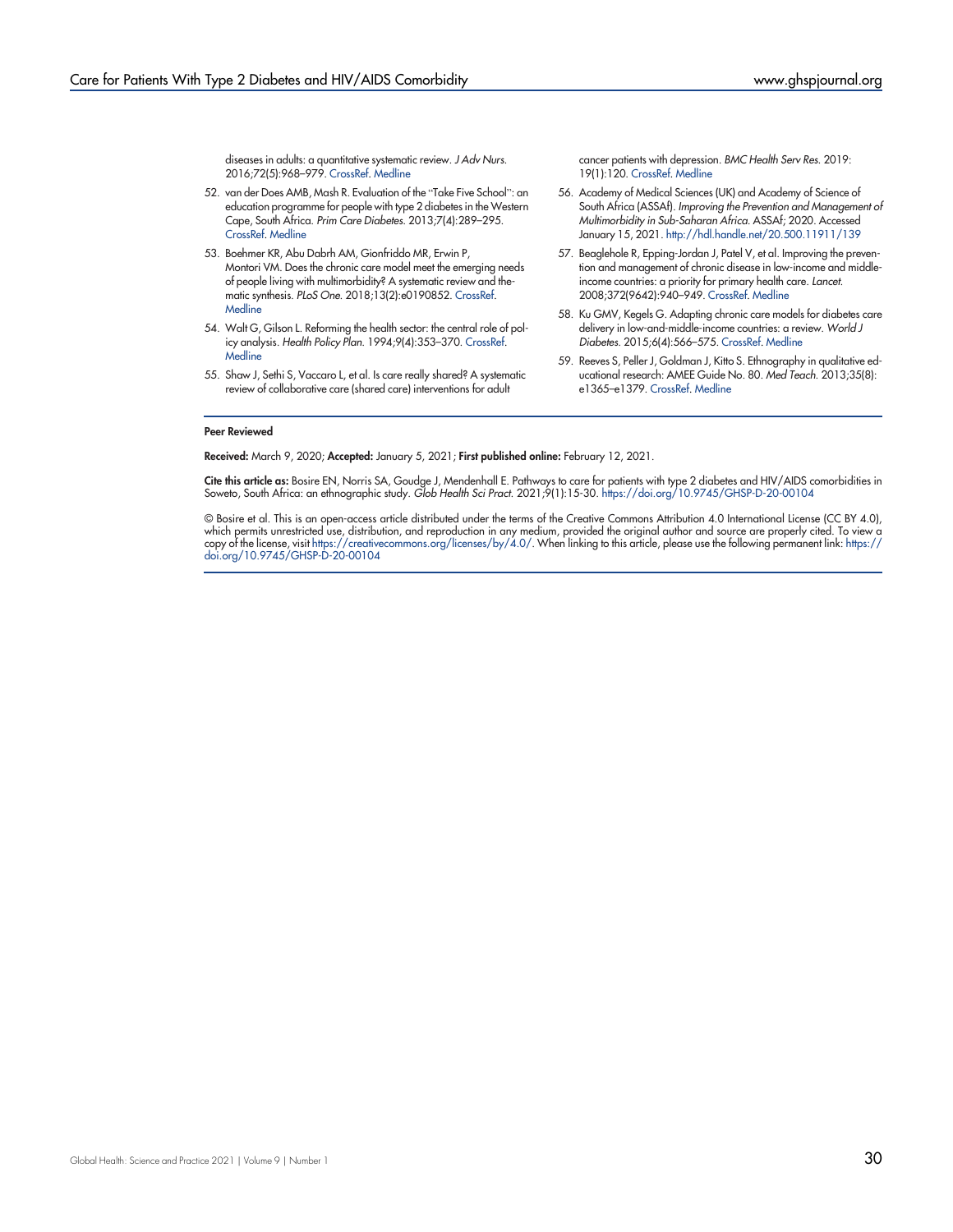diseases in adults: a quantitative systematic review. *J Adv Nurs.* 2016;72(5):968–979. CrossRef. Medline

52. van der Does AMB, Mash R. Evaluation of the "Take Five School": an education programme for people with type 2 diabetes in the Western Cape, South Africa. *Prim Care Diabetes.* 2013;7(4):289–295. CrossRef. Medline
53. Boehmer KR, Abu Dabrh AM, Gionfriddo MR, Erwin P, Montori VM. Does the chronic care model meet the emerging needs of people living with multimorbidity? A systematic review and thematic synthesis. *PLoS One.* 2018;13(2):e0190852. CrossRef. Medline
54. Walt G, Gilson L. Reforming the health sector: the central role of policy analysis. *Health Policy Plan.* 1994;9(4):353–370. CrossRef. Medline
55. Shaw J, Sethi S, Vaccaro L, et al. Is care really shared? A systematic review of collaborative care (shared care) interventions for adult cancer patients with depression. *BMC Health Serv Res.* 2019: 19(1):120. CrossRef. Medline
56. Academy of Medical Sciences (UK) and Academy of Science of South Africa (ASSAf). *Improving the Prevention and Management of Multimorbidity in Sub-Saharan Africa.* ASSAf; 2020. Accessed January 15, 2021. http://hdl.handle.net/20.500.11911/139
57. Beaglehole R, Epping-Jordan J, Patel V, et al. Improving the prevention and management of chronic disease in low-income and middle-income countries: a priority for primary health care. *Lancet.* 2008;372(9642):940–949. CrossRef. Medline
58. Ku GMV, Kegels G. Adapting chronic care models for diabetes care delivery in low-and-middle-income countries: a review. *World J Diabetes.* 2015;6(4):566–575. CrossRef. Medline
59. Reeves S, Peller J, Goldman J, Kitto S. Ethnography in qualitative educational research: AMEE Guide No. 80. *Med Teach.* 2013;35(8): e1365–e1379. CrossRef. Medline

**Peer Reviewed**

**Received:** March 9, 2020; **Accepted:** January 5, 2021; **First published online:** February 12, 2021.

**Cite this article as:** Bosire EN, Norris SA, Goudge J, Mendenhall E. Pathways to care for patients with type 2 diabetes and HIV/AIDS comorbidities in Soweto, South Africa: an ethnographic study. *Glob Health Sci Pract.* 2021;9(1):15-30. https://doi.org/10.9745/GHSP-D-20-00104

© Bosire et al. This is an open-access article distributed under the terms of the Creative Commons Attribution 4.0 International License (CC BY 4.0), which permits unrestricted use, distribution, and reproduction in any medium, provided the original author and source are properly cited. To view a copy of the license, visit https://creativecommons.org/licenses/by/4.0/. When linking to this article, please use the following permanent link: https://doi.org/10.9745/GHSP-D-20-00104